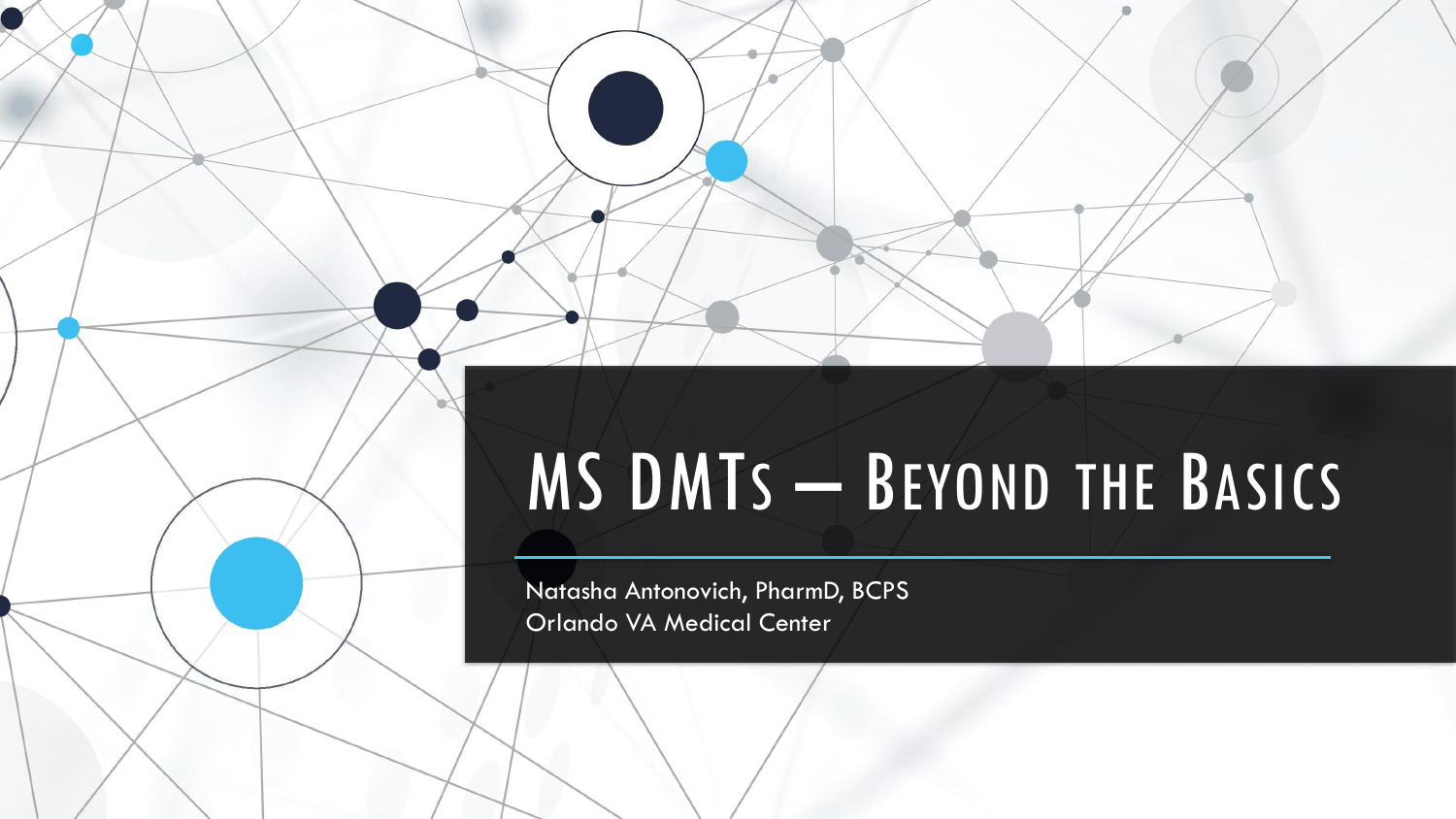# MS DMTs – Beyond the Basics

Natasha Antonovich, PharmD, BCPS
Orlando VA Medical Center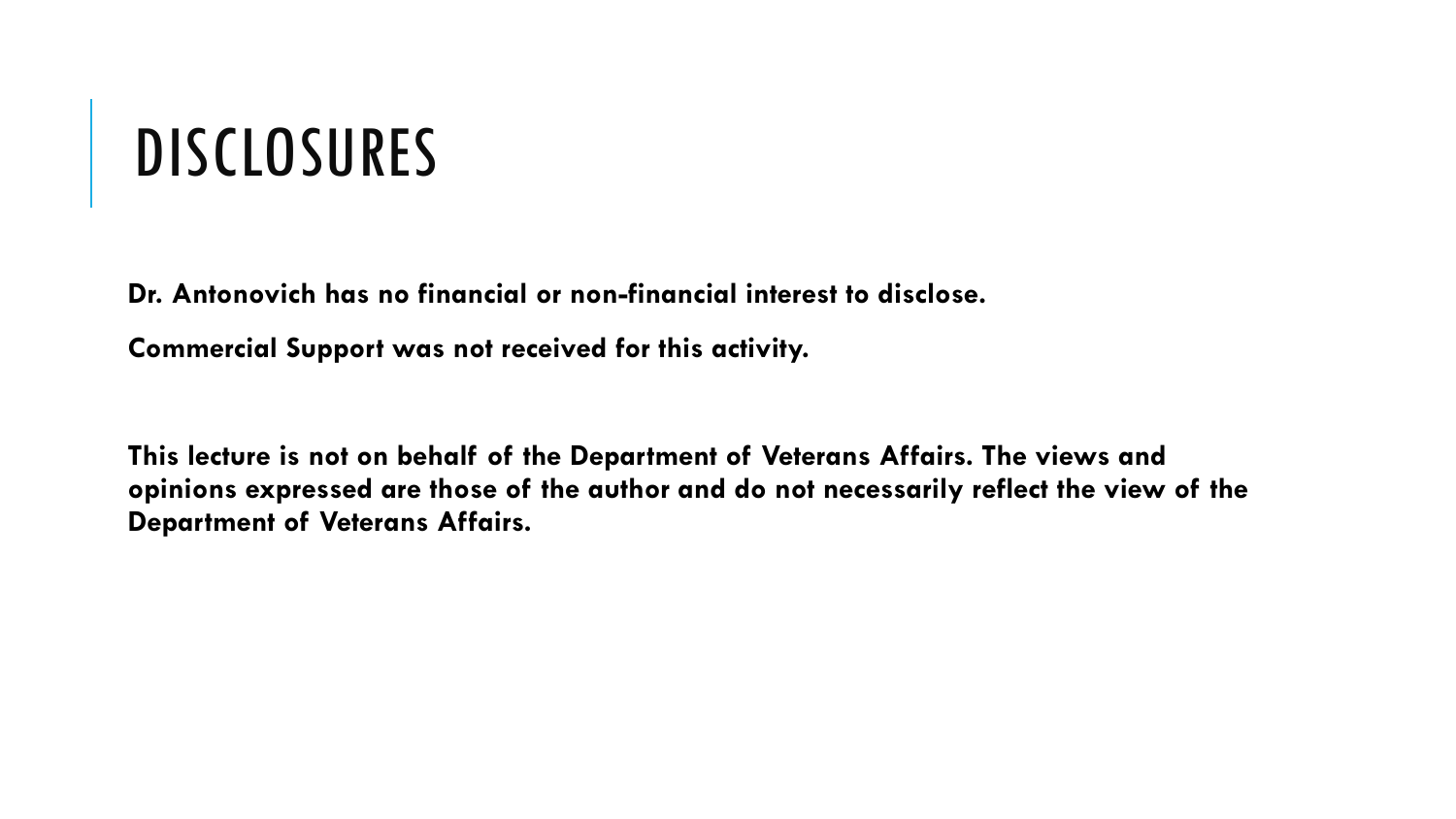# DISCLOSURES

**Dr. Antonovich has no financial or non-financial interest to disclose.**

**Commercial Support was not received for this activity.**

**This lecture is not on behalf of the Department of Veterans Affairs. The views and opinions expressed are those of the author and do not necessarily reflect the view of the Department of Veterans Affairs.**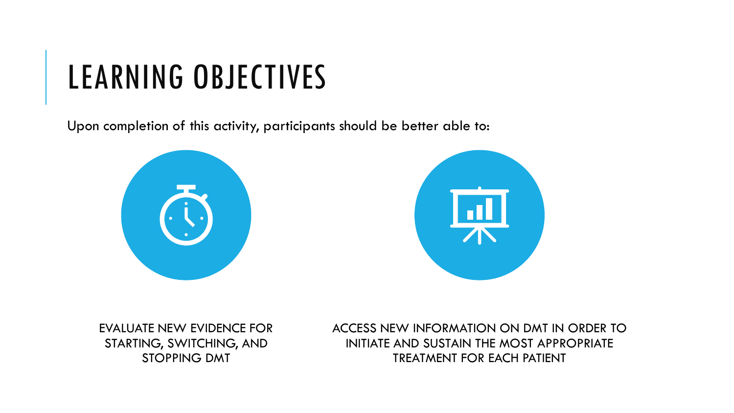# LEARNING OBJECTIVES

Upon completion of this activity, participants should be better able to:

- EVALUATE NEW EVIDENCE FOR STARTING, SWITCHING, AND STOPPING DMT
- ACCESS NEW INFORMATION ON DMT IN ORDER TO INITIATE AND SUSTAIN THE MOST APPROPRIATE TREATMENT FOR EACH PATIENT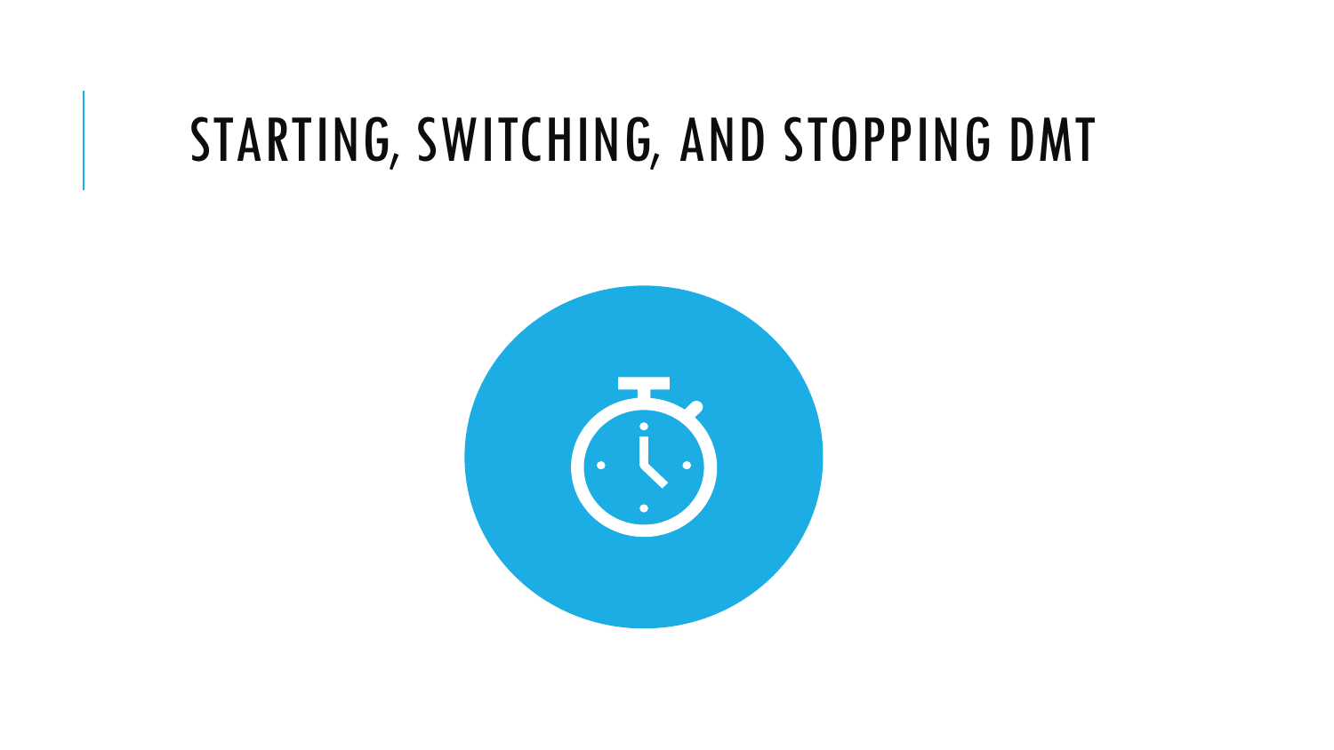# STARTING, SWITCHING, AND STOPPING DMT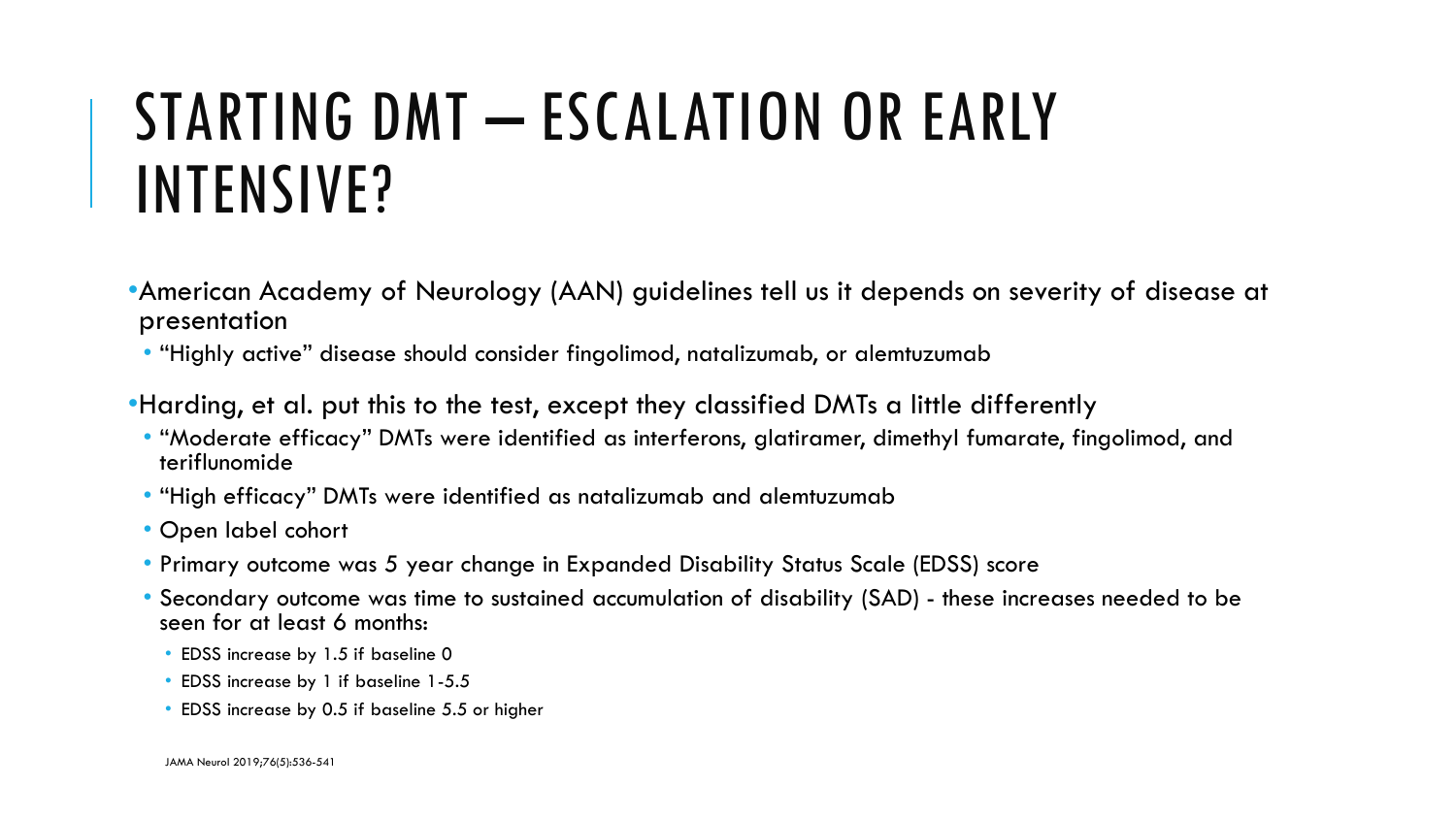# STARTING DMT – ESCALATION OR EARLY INTENSIVE?

- American Academy of Neurology (AAN) guidelines tell us it depends on severity of disease at presentation
  - "Highly active" disease should consider fingolimod, natalizumab, or alemtuzumab
- Harding, et al. put this to the test, except they classified DMTs a little differently
  - "Moderate efficacy" DMTs were identified as interferons, glatiramer, dimethyl fumarate, fingolimod, and teriflunomide
  - "High efficacy" DMTs were identified as natalizumab and alemtuzumab
  - Open label cohort
  - Primary outcome was 5 year change in Expanded Disability Status Scale (EDSS) score
  - Secondary outcome was time to sustained accumulation of disability (SAD) - these increases needed to be seen for at least 6 months:
    - EDSS increase by 1.5 if baseline 0
    - EDSS increase by 1 if baseline 1-5.5
    - EDSS increase by 0.5 if baseline 5.5 or higher

JAMA Neurol 2019;76(5):536-541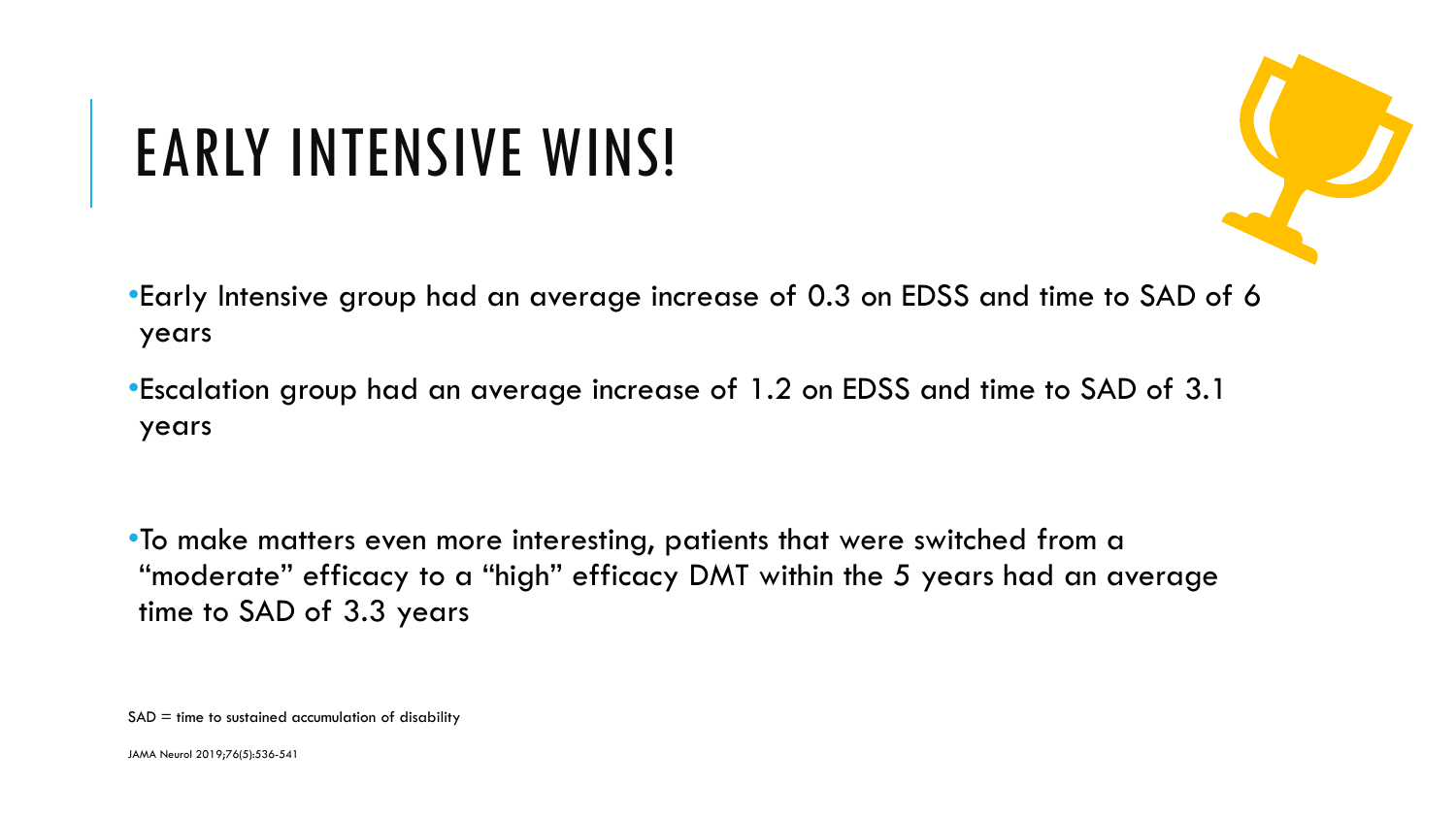# EARLY INTENSIVE WINS!

- Early Intensive group had an average increase of 0.3 on EDSS and time to SAD of 6 years
- Escalation group had an average increase of 1.2 on EDSS and time to SAD of 3.1 years

- To make matters even more interesting, patients that were switched from a "moderate" efficacy to a "high" efficacy DMT within the 5 years had an average time to SAD of 3.3 years

SAD = time to sustained accumulation of disability

JAMA Neurol 2019;76(5):536-541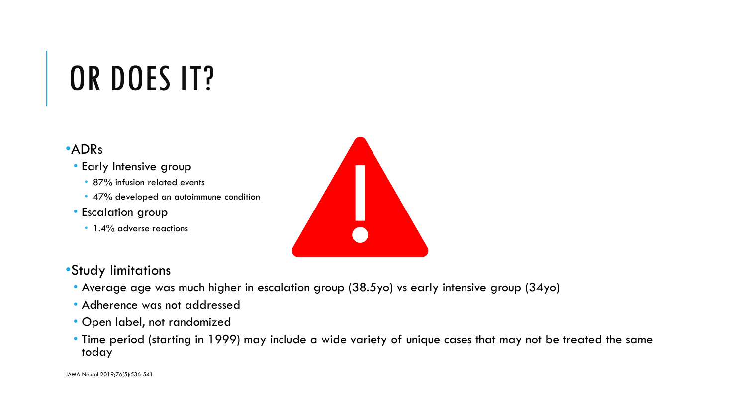# OR DOES IT?

- ADRs
  - Early Intensive group
    - 87% infusion related events
    - 47% developed an autoimmune condition
  - Escalation group
    - 1.4% adverse reactions
- Study limitations
  - Average age was much higher in escalation group (38.5yo) vs early intensive group (34yo)
  - Adherence was not addressed
  - Open label, not randomized
  - Time period (starting in 1999) may include a wide variety of unique cases that may not be treated the same today

JAMA Neurol 2019;76(5):536-541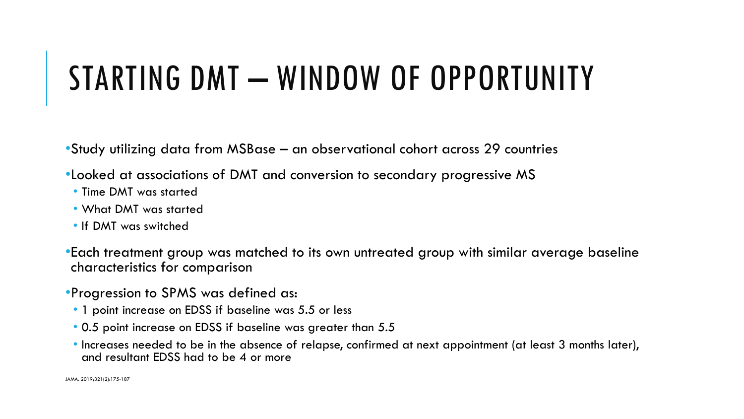# STARTING DMT – WINDOW OF OPPORTUNITY

- Study utilizing data from MSBase – an observational cohort across 29 countries
- Looked at associations of DMT and conversion to secondary progressive MS
  - Time DMT was started
  - What DMT was started
  - If DMT was switched
- Each treatment group was matched to its own untreated group with similar average baseline characteristics for comparison
- Progression to SPMS was defined as:
  - 1 point increase on EDSS if baseline was 5.5 or less
  - 0.5 point increase on EDSS if baseline was greater than 5.5
  - Increases needed to be in the absence of relapse, confirmed at next appointment (at least 3 months later), and resultant EDSS had to be 4 or more

JAMA. 2019;321(2):175-187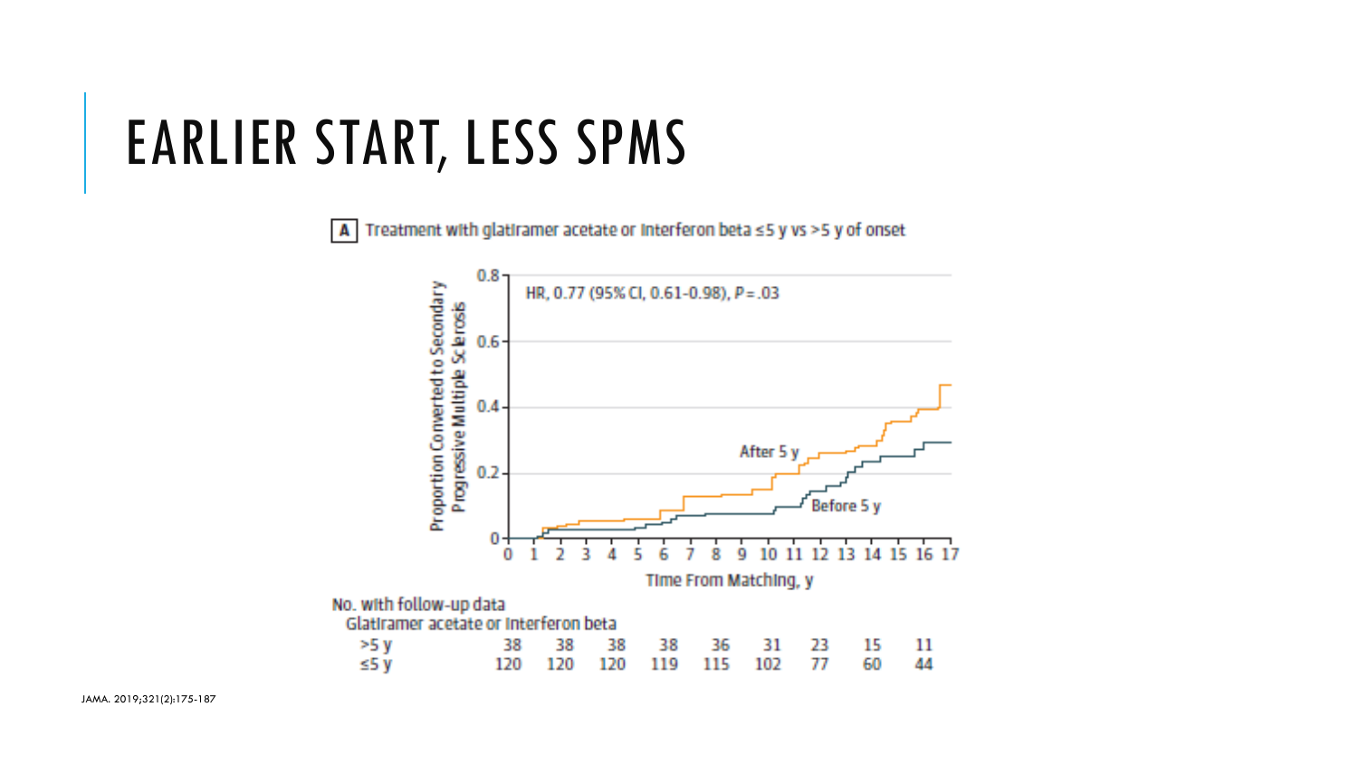# EARLIER START, LESS SPMS

A Treatment with glatiramer acetate or interferon beta ≤5 y vs >5 y of onset

HR, 0.77 (95% CI, 0.61-0.98), P = .03

Proportion Converted to Secondary Progressive Multiple Sclerosis

0.8
0.6
0.4
0.2
0

After 5 y

Before 5 y

0 1 2 3 4 5 6 7 8 9 10 11 12 13 14 15 16 17

Time From Matching, y

No. with follow-up data

Glatiramer acetate or interferon beta

>5 y 38 38 38 38 36 31 23 15 11

≤5 y 120 120 120 119 115 102 77 60 44

JAMA. 2019;321(2):175-187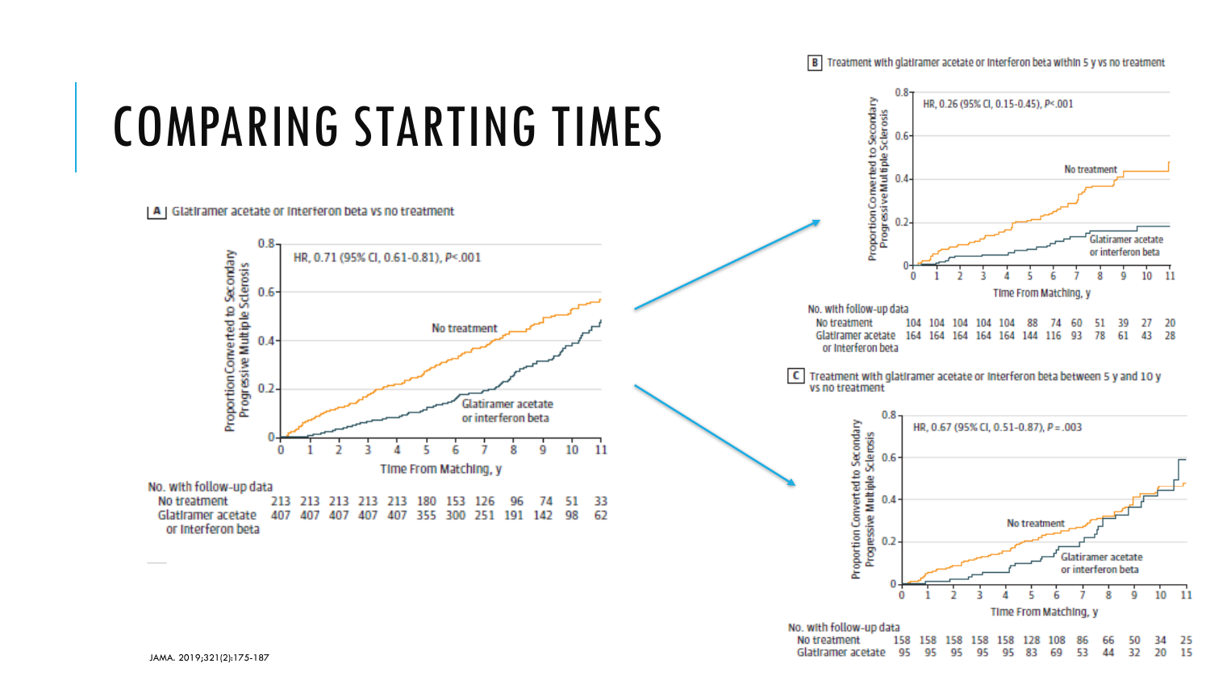# COMPARING STARTING TIMES

A | Glatiramer acetate or interferon beta vs no treatment

HR, 0.71 (95% CI, 0.61-0.81), P<.001

Proportion Converted to Secondary Progressive Multiple Sclerosis

0.8
0.6
0.4
0.2
0

No treatment

Glatiramer acetate or interferon beta

0 1 2 3 4 5 6 7 8 9 10 11

Time From Matching, y

No. with follow-up data

No treatment 213 213 213 213 213 180 153 126 96 74 51 33

Glatiramer acetate or interferon beta 407 407 407 407 407 355 300 251 191 142 98 62

B | Treatment with glatiramer acetate or interferon beta within 5 y vs no treatment

HR, 0.26 (95% CI, 0.15-0.45), P<.001

Proportion Converted to Secondary Progressive Multiple Sclerosis

0.8
0.6
0.4
0.2
0

No treatment

Glatiramer acetate or interferon beta

0 1 2 3 4 5 6 7 8 9 10 11

Time From Matching, y

No. with follow-up data

No treatment 104 104 104 104 104 88 74 60 51 39 27 20

Glatiramer acetate or interferon beta 164 164 164 164 164 144 116 93 78 61 43 28

C | Treatment with glatiramer acetate or interferon beta between 5 y and 10 y vs no treatment

HR, 0.67 (95% CI, 0.51-0.87), P=.003

Proportion Converted to Secondary Progressive Multiple Sclerosis

0.8
0.6
0.4
0.2
0

No treatment

Glatiramer acetate or interferon beta

0 1 2 3 4 5 6 7 8 9 10 11

Time From Matching, y

No. with follow-up data

No treatment 158 158 158 158 158 128 108 86 66 50 34 25

Glatiramer acetate 95 95 95 95 95 83 69 53 44 32 20 15

JAMA. 2019;321(2):175-187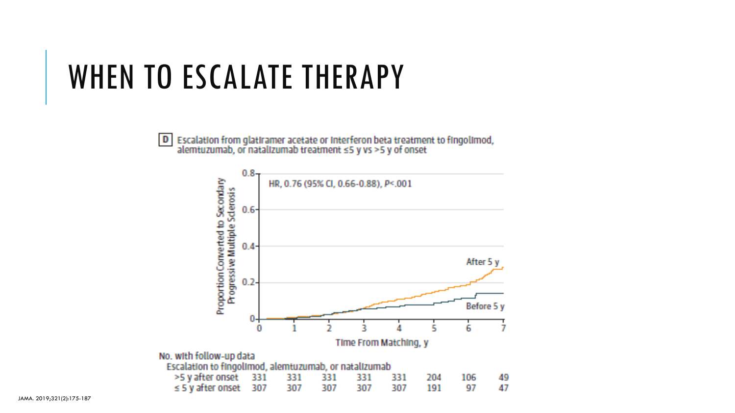# WHEN TO ESCALATE THERAPY

D Escalation from glatiramer acetate or interferon beta treatment to fingolimod, alemtuzumab, or natalizumab treatment ≤5 y vs >5 y of onset

HR, 0.76 (95% CI, 0.66-0.88), P<.001

Proportion Converted to Secondary Progressive Multiple Sclerosis

0.8
0.6
0.4
0.2
0

After 5 y

Before 5 y

0 1 2 3 4 5 6 7

Time From Matching, y

No. with follow-up data

Escalation to fingolimod, alemtuzumab, or natalizumab

>5 y after onset 331 331 331 331 331 204 106 49

≤5 y after onset 307 307 307 307 307 191 97 47

JAMA. 2019;321(2):175-187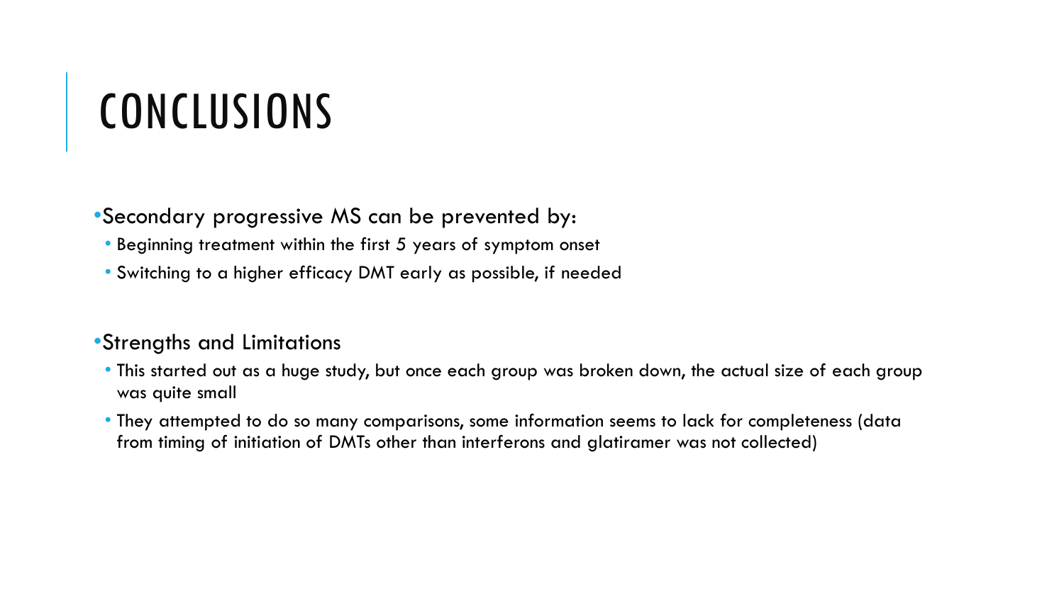# CONCLUSIONS

- Secondary progressive MS can be prevented by:
  - Beginning treatment within the first 5 years of symptom onset
  - Switching to a higher efficacy DMT early as possible, if needed

- Strengths and Limitations
  - This started out as a huge study, but once each group was broken down, the actual size of each group was quite small
  - They attempted to do so many comparisons, some information seems to lack for completeness (data from timing of initiation of DMTs other than interferons and glatiramer was not collected)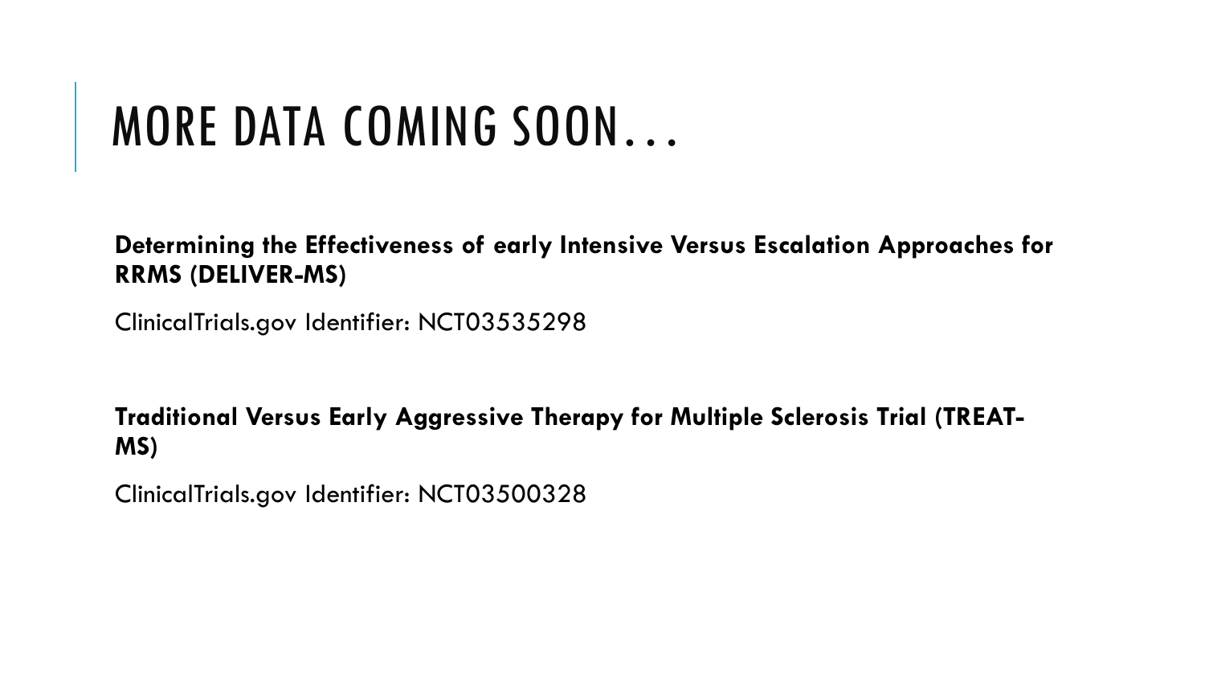# MORE DATA COMING SOON…

**Determining the Effectiveness of early Intensive Versus Escalation Approaches for RRMS (DELIVER-MS)**

ClinicalTrials.gov Identifier: NCT03535298

**Traditional Versus Early Aggressive Therapy for Multiple Sclerosis Trial (TREAT-MS)**

ClinicalTrials.gov Identifier: NCT03500328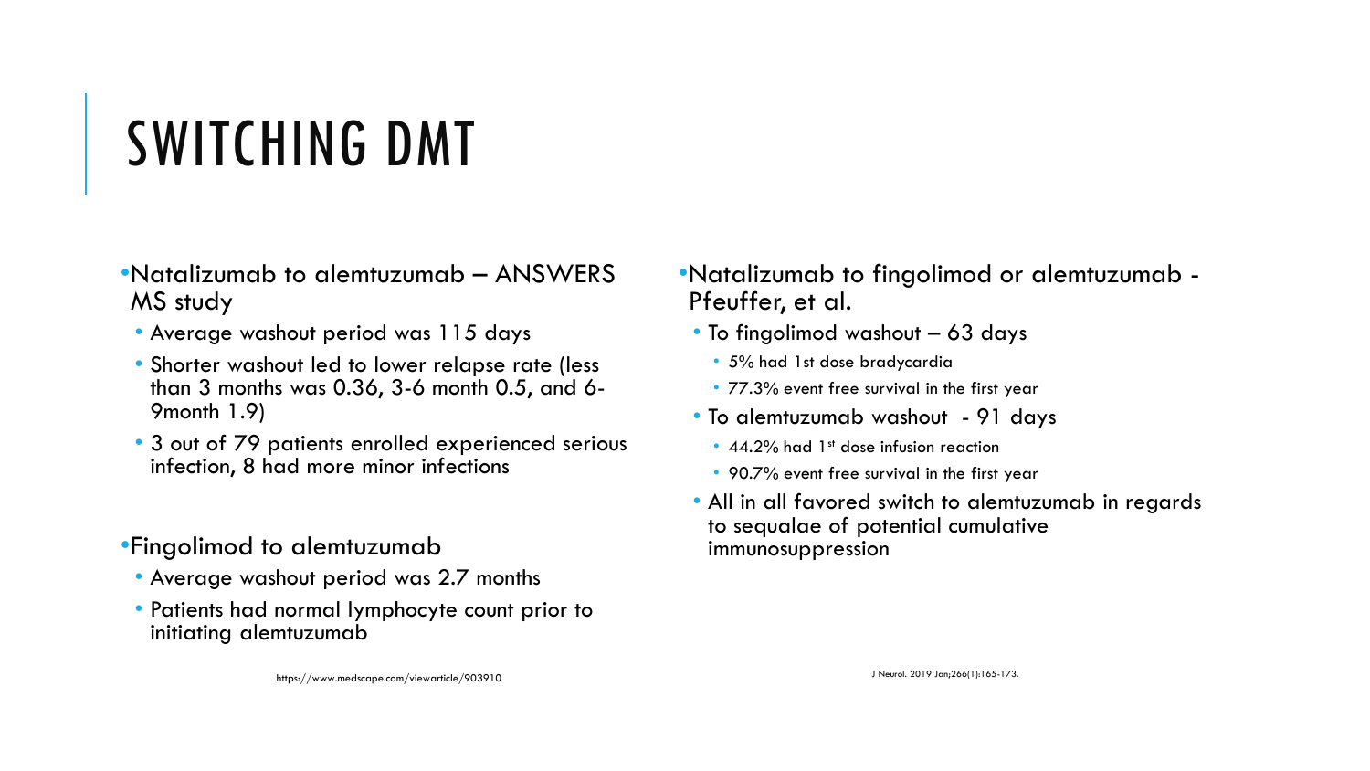# SWITCHING DMT

- Natalizumab to alemtuzumab – ANSWERS MS study
  - Average washout period was 115 days
  - Shorter washout led to lower relapse rate (less than 3 months was 0.36, 3-6 month 0.5, and 6-9month 1.9)
  - 3 out of 79 patients enrolled experienced serious infection, 8 had more minor infections

- Fingolimod to alemtuzumab
  - Average washout period was 2.7 months
  - Patients had normal lymphocyte count prior to initiating alemtuzumab

https://www.medscape.com/viewarticle/903910

- Natalizumab to fingolimod or alemtuzumab - Pfeuffer, et al.
  - To fingolimod washout – 63 days
    - 5% had 1st dose bradycardia
    - 77.3% event free survival in the first year
  - To alemtuzumab washout - 91 days
    - 44.2% had 1st dose infusion reaction
    - 90.7% event free survival in the first year
  - All in all favored switch to alemtuzumab in regards to sequalae of potential cumulative immunosuppression

J Neurol. 2019 Jan;266(1):165-173.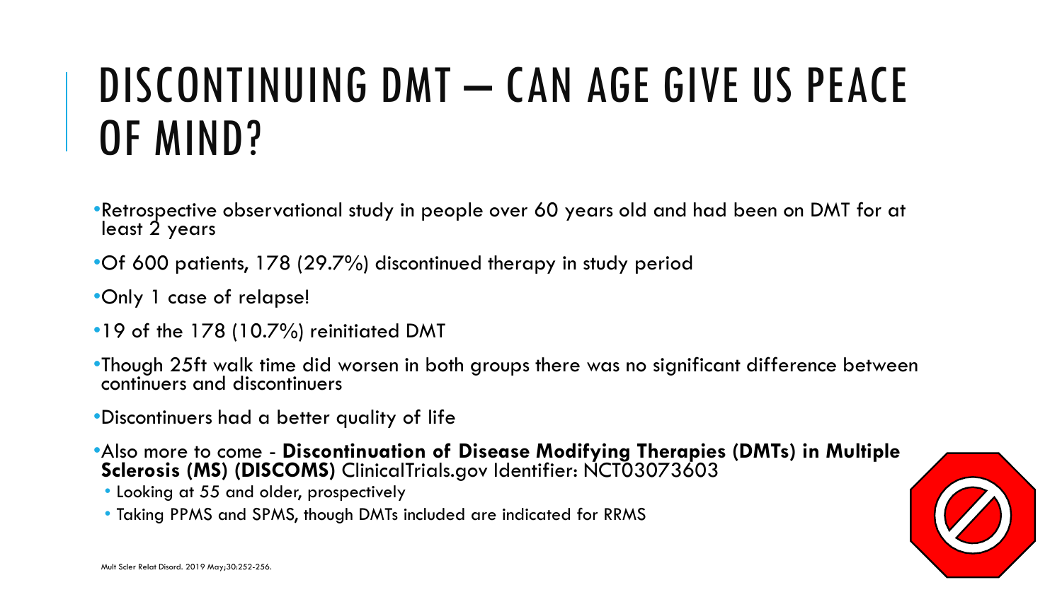# DISCONTINUING DMT – CAN AGE GIVE US PEACE OF MIND?

- Retrospective observational study in people over 60 years old and had been on DMT for at least 2 years
- Of 600 patients, 178 (29.7%) discontinued therapy in study period
- Only 1 case of relapse!
- 19 of the 178 (10.7%) reinitiated DMT
- Though 25ft walk time did worsen in both groups there was no significant difference between continuers and discontinuers
- Discontinuers had a better quality of life
- Also more to come - **Discontinuation of Disease Modifying Therapies (DMTs) in Multiple Sclerosis (MS) (DISCOMS)** ClinicalTrials.gov Identifier: NCT03073603
  - Looking at 55 and older, prospectively
  - Taking PPMS and SPMS, though DMTs included are indicated for RRMS

Mult Scler Relat Disord. 2019 May;30:252-256.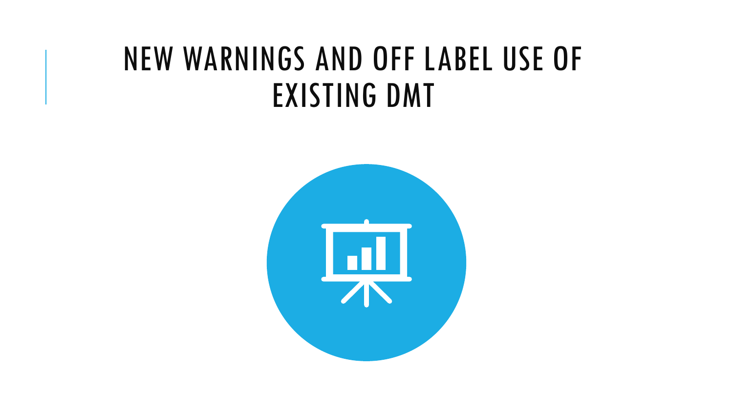# NEW WARNINGS AND OFF LABEL USE OF EXISTING DMT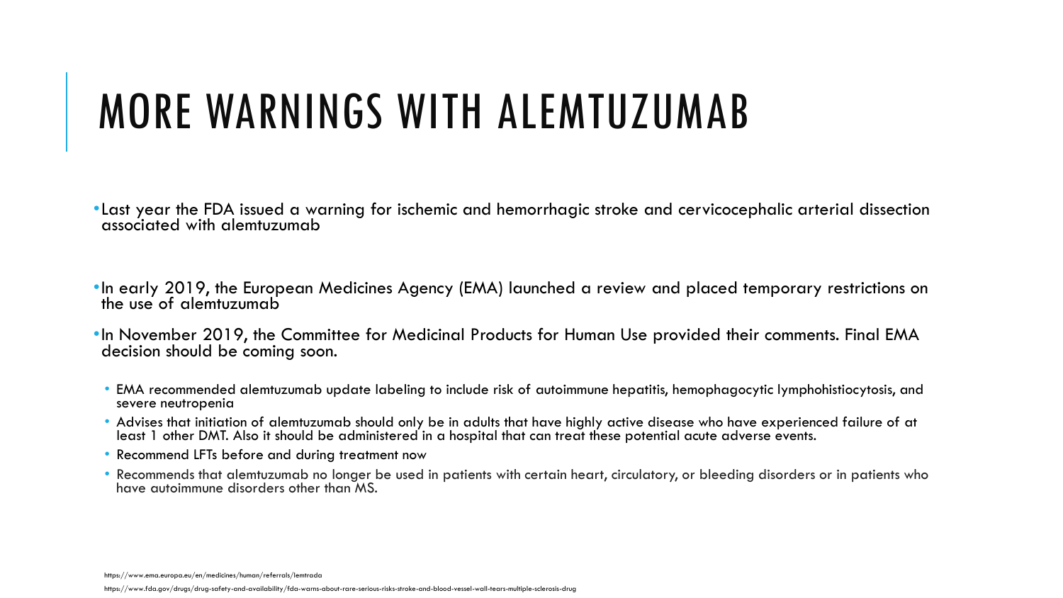# MORE WARNINGS WITH ALEMTUZUMAB

- Last year the FDA issued a warning for ischemic and hemorrhagic stroke and cervicocephalic arterial dissection associated with alemtuzumab

- In early 2019, the European Medicines Agency (EMA) launched a review and placed temporary restrictions on the use of alemtuzumab
- In November 2019, the Committee for Medicinal Products for Human Use provided their comments. Final EMA decision should be coming soon.
  - EMA recommended alemtuzumab update labeling to include risk of autoimmune hepatitis, hemophagocytic lymphohistiocytosis, and severe neutropenia
  - Advises that initiation of alemtuzumab should only be in adults that have highly active disease who have experienced failure of at least 1 other DMT. Also it should be administered in a hospital that can treat these potential acute adverse events.
  - Recommend LFTs before and during treatment now
  - Recommends that alemtuzumab no longer be used in patients with certain heart, circulatory, or bleeding disorders or in patients who have autoimmune disorders other than MS.

https://www.ema.europa.eu/en/medicines/human/referrals/lemtrada

https://www.fda.gov/drugs/drug-safety-and-availability/fda-warns-about-rare-serious-risks-stroke-and-blood-vessel-wall-tears-multiple-sclerosis-drug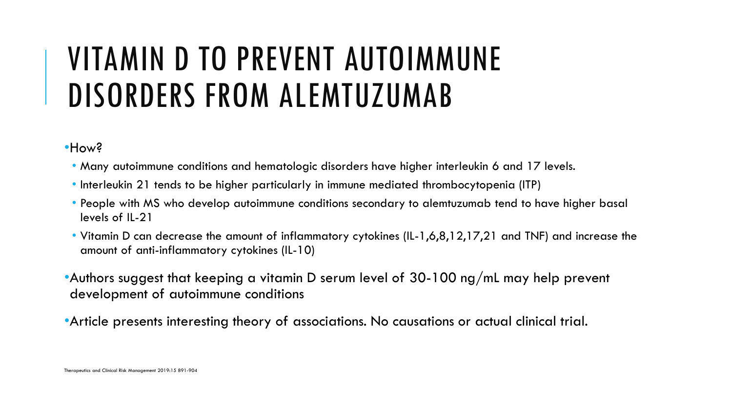# VITAMIN D TO PREVENT AUTOIMMUNE DISORDERS FROM ALEMTUZUMAB

- How?
  - Many autoimmune conditions and hematologic disorders have higher interleukin 6 and 17 levels.
  - Interleukin 21 tends to be higher particularly in immune mediated thrombocytopenia (ITP)
  - People with MS who develop autoimmune conditions secondary to alemtuzumab tend to have higher basal levels of IL-21
  - Vitamin D can decrease the amount of inflammatory cytokines (IL-1,6,8,12,17,21 and TNF) and increase the amount of anti-inflammatory cytokines (IL-10)
- Authors suggest that keeping a vitamin D serum level of 30-100 ng/mL may help prevent development of autoimmune conditions
- Article presents interesting theory of associations. No causations or actual clinical trial.

Therapeutics and Clinical Risk Management 2019:15 891-904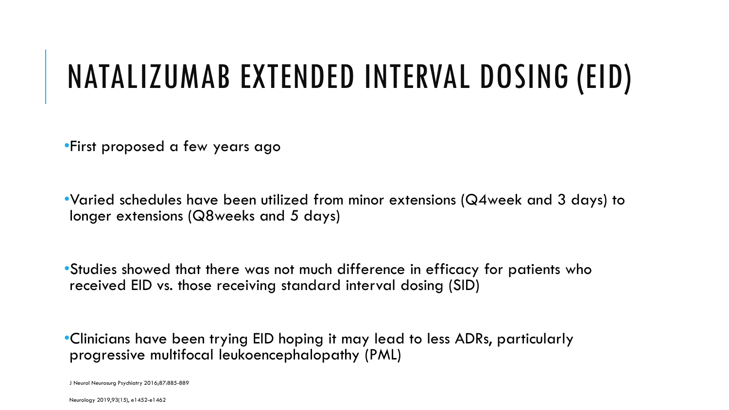# NATALIZUMAB EXTENDED INTERVAL DOSING (EID)

- First proposed a few years ago
- Varied schedules have been utilized from minor extensions (Q4week and 3 days) to longer extensions (Q8weeks and 5 days)
- Studies showed that there was not much difference in efficacy for patients who received EID vs. those receiving standard interval dosing (SID)
- Clinicians have been trying EID hoping it may lead to less ADRs, particularly progressive multifocal leukoencephalopathy (PML)

J Neurol Neurosurg Psychiatry 2016;87:885-889

Neurology 2019,93(15), e1452-e1462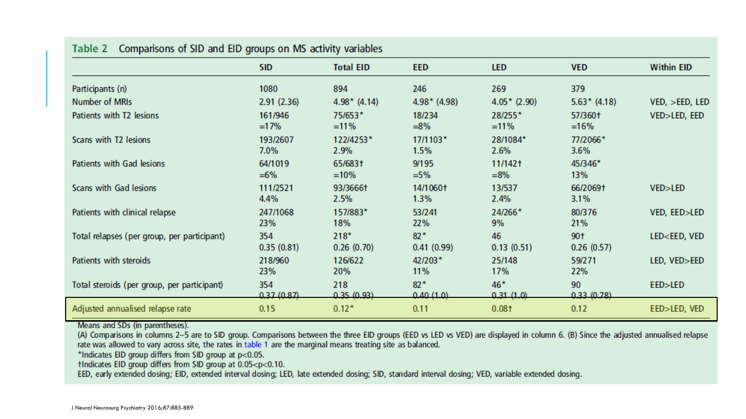**Table 2** Comparisons of SID and EID groups on MS activity variables

| | SID | Total EID | EED | LED | VED | Within EID |
|---|---|---|---|---|---|---|
| Participants (n) | 1080 | 894 | 246 | 269 | 379 | |
| Number of MRIs | 2.91 (2.36) | 4.98* (4.14) | 4.98* (4.98) | 4.05* (2.90) | 5.63* (4.18) | VED, >EED, LED |
| Patients with T2 lesions | 161/946 =17% | 75/653* =11% | 18/234 =8% | 28/255* =11% | 57/360† =16% | VED>LED, EED |
| Scans with T2 lesions | 193/2607 7.0% | 122/4253* 2.9% | 17/1103* 1.5% | 28/1084* 2.6% | 77/2066* 3.6% | |
| Patients with Gad lesions | 64/1019 =6% | 65/683† =10% | 9/195 =5% | 11/142† =8% | 45/346* 13% | |
| Scans with Gad lesions | 111/2521 4.4% | 93/3666† 2.5% | 14/1060† 1.3% | 13/537 2.4% | 66/2069† 3.1% | VED>LED |
| Patients with clinical relapse | 247/1068 23% | 157/883* 18% | 53/241 22% | 24/266* 9% | 80/376 21% | VED, EED>LED |
| Total relapses (per group, per participant) | 354 0.35 (0.81) | 218* 0.26 (0.70) | 82* 0.41 (0.99) | 46 0.13 (0.51) | 90† 0.26 (0.57) | LED<EED, VED |
| Patients with steroids | 218/960 23% | 126/622 20% | 42/203* 11% | 25/148 17% | 59/271 22% | LED, VED>EED |
| Total steroids (per group, per participant) | 354 0.37 (0.87) | 218 0.35 (0.93) | 82* 0.40 (1.0) | 46* 0.31 (1.0) | 90 0.33 (0.78) | EED>LED |
| Adjusted annualised relapse rate | 0.15 | 0.12* | 0.11 | 0.08† | 0.12 | EED>LED, VED |

Means and SDs (in parentheses).

(A) Comparisons in columns 2–5 are to SID group. Comparisons between the three EID groups (EED vs LED vs VED) are displayed in column 6. (B) Since the adjusted annualised relapse rate was allowed to vary across site, the rates in table 1 are the marginal means treating site as balanced.

*Indicates EID group differs from SID group at $p<0.05$.

†Indicates EID group differs from SID group at $0.05<p<0.10$.

EED, early extended dosing; EID, extended interval dosing; LED, late extended dosing; SID, standard interval dosing; VED, variable extended dosing.

J Neurol Neurosurg Psychiatry 2016;87:885-889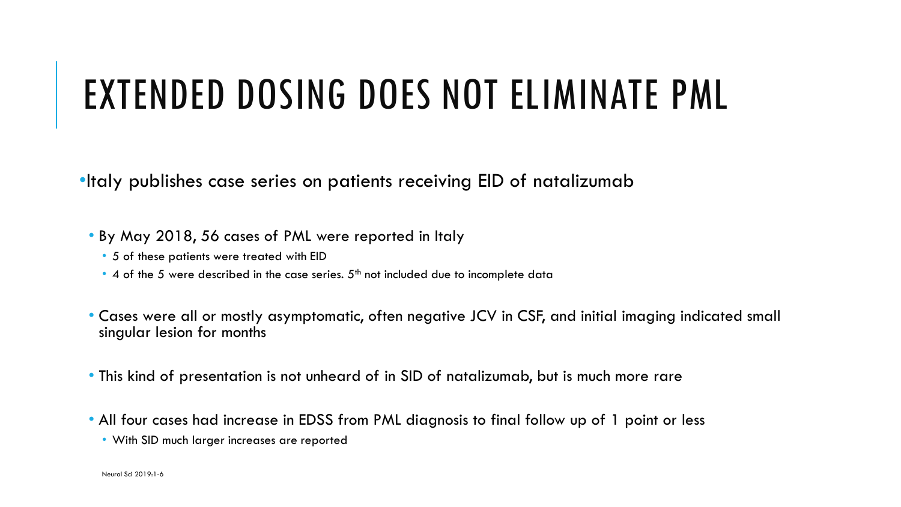# EXTENDED DOSING DOES NOT ELIMINATE PML

- Italy publishes case series on patients receiving EID of natalizumab
  - By May 2018, 56 cases of PML were reported in Italy
    - 5 of these patients were treated with EID
    - 4 of the 5 were described in the case series. 5th not included due to incomplete data
  - Cases were all or mostly asymptomatic, often negative JCV in CSF, and initial imaging indicated small singular lesion for months
  - This kind of presentation is not unheard of in SID of natalizumab, but is much more rare
  - All four cases had increase in EDSS from PML diagnosis to final follow up of 1 point or less
    - With SID much larger increases are reported

Neurol Sci 2019:1-6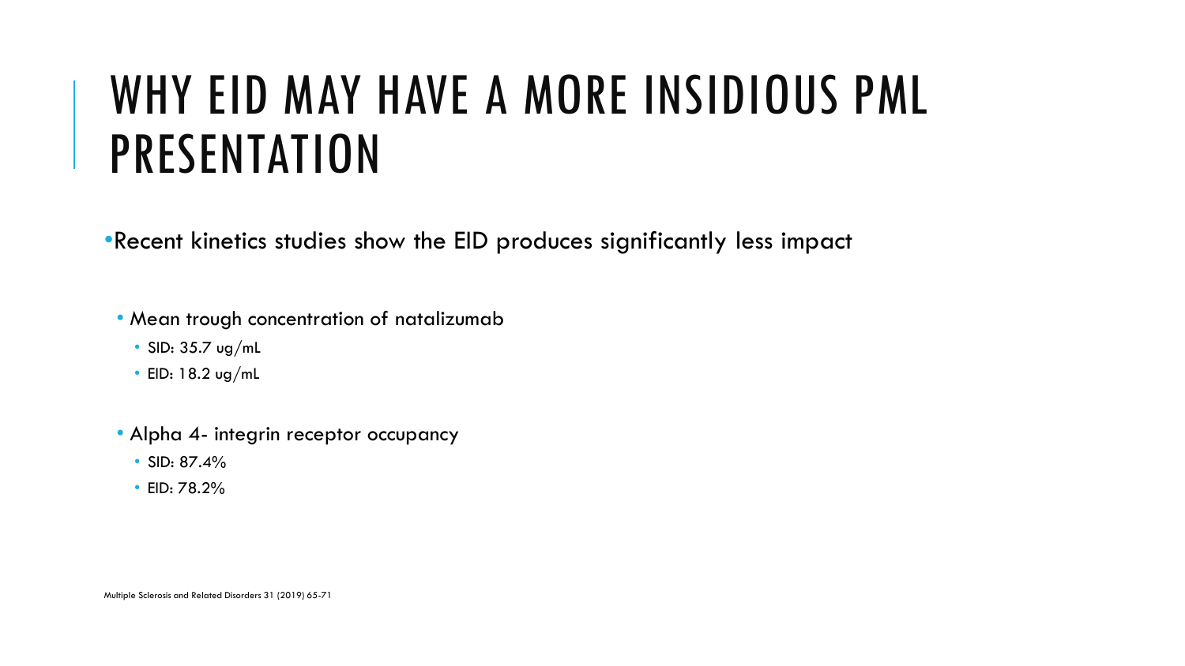# WHY EID MAY HAVE A MORE INSIDIOUS PML PRESENTATION

- Recent kinetics studies show the EID produces significantly less impact
  - Mean trough concentration of natalizumab
    - SID: 35.7 ug/mL
    - EID: 18.2 ug/mL
  - Alpha 4- integrin receptor occupancy
    - SID: 87.4%
    - EID: 78.2%

Multiple Sclerosis and Related Disorders 31 (2019) 65-71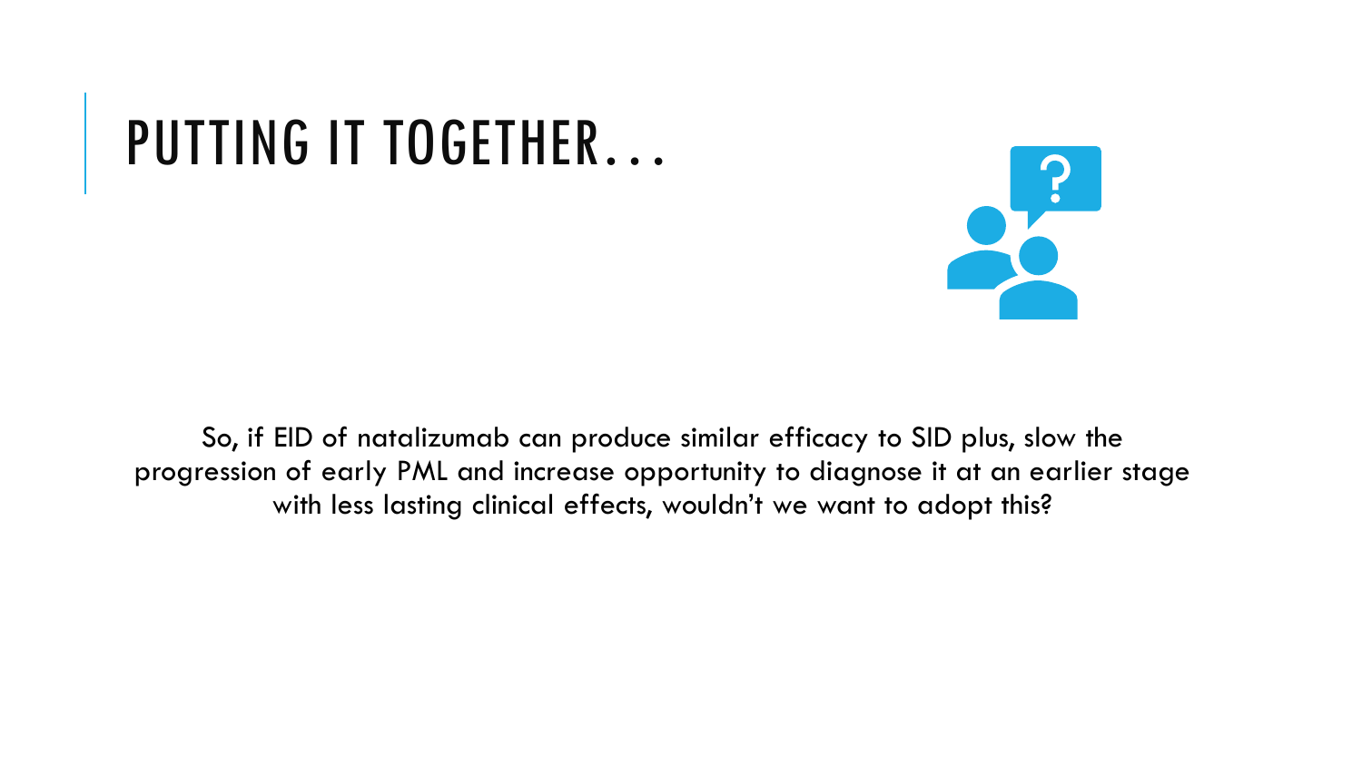# PUTTING IT TOGETHER…

So, if EID of natalizumab can produce similar efficacy to SID plus, slow the progression of early PML and increase opportunity to diagnose it at an earlier stage with less lasting clinical effects, wouldn't we want to adopt this?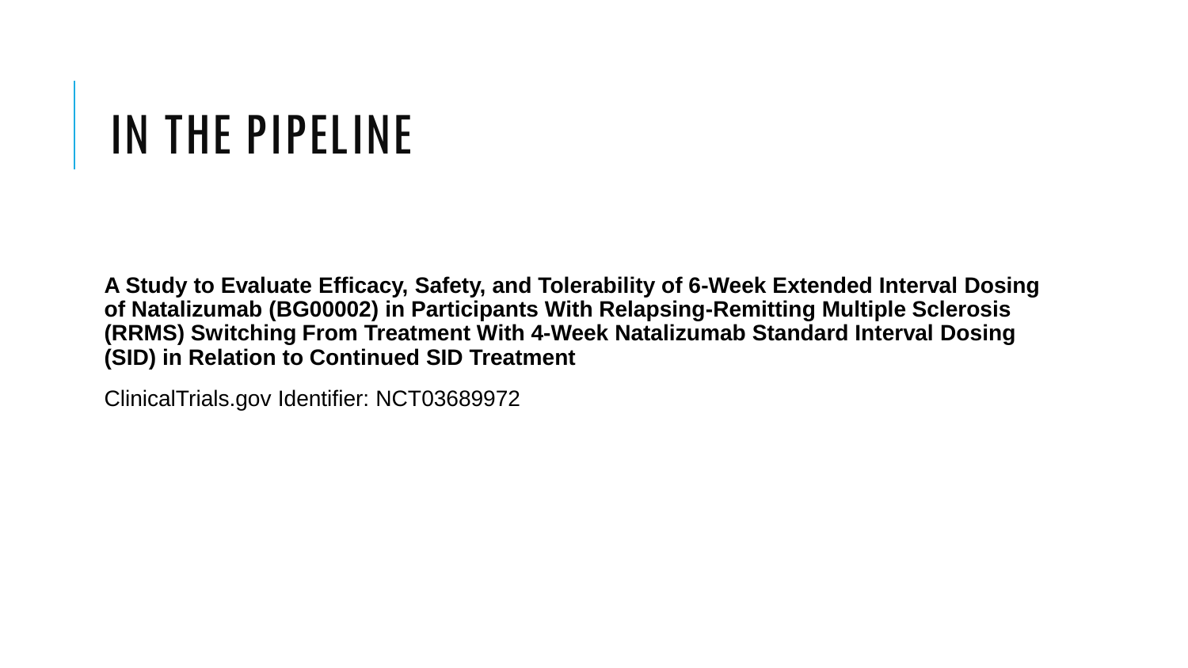# IN THE PIPELINE

**A Study to Evaluate Efficacy, Safety, and Tolerability of 6-Week Extended Interval Dosing of Natalizumab (BG00002) in Participants With Relapsing-Remitting Multiple Sclerosis (RRMS) Switching From Treatment With 4-Week Natalizumab Standard Interval Dosing (SID) in Relation to Continued SID Treatment**

ClinicalTrials.gov Identifier: NCT03689972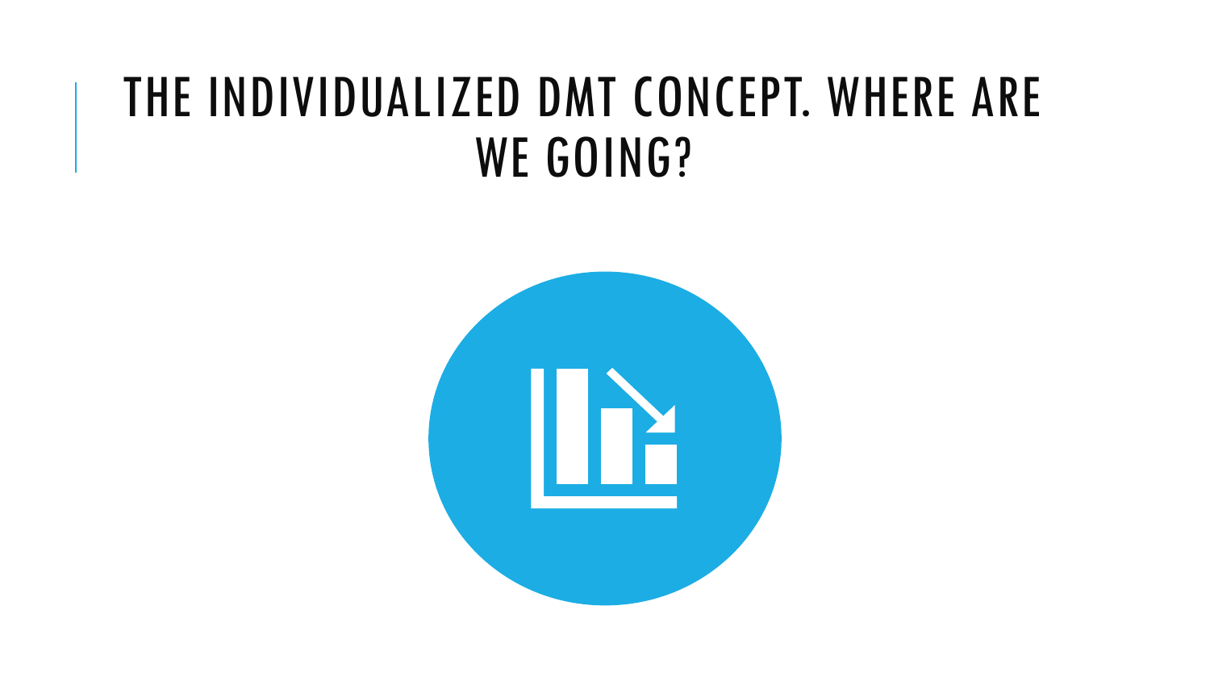# THE INDIVIDUALIZED DMT CONCEPT. WHERE ARE WE GOING?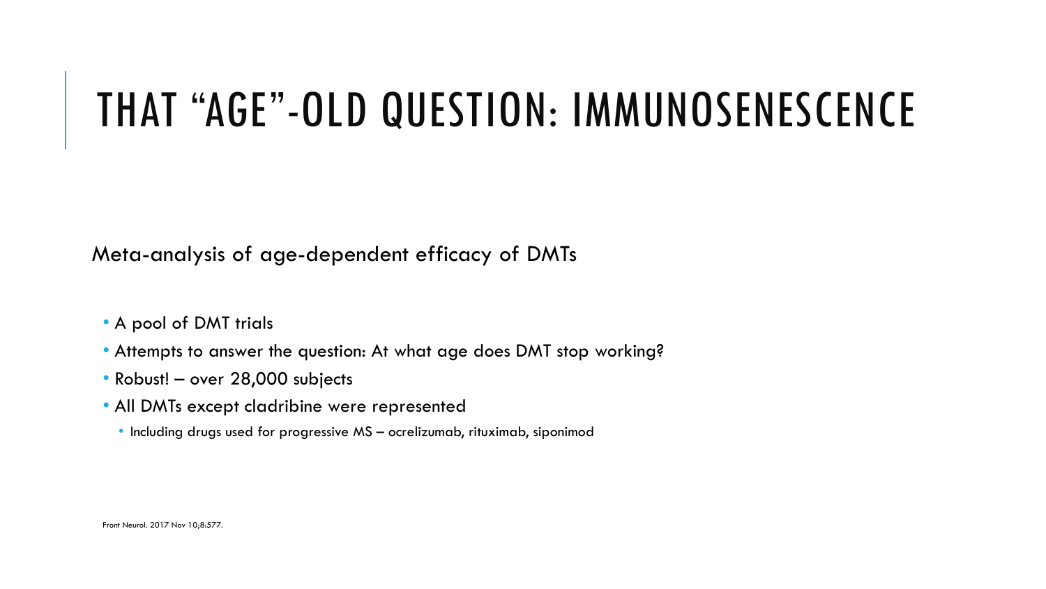# THAT "AGE"-OLD QUESTION: IMMUNOSENESCENCE

Meta-analysis of age-dependent efficacy of DMTs

- A pool of DMT trials
- Attempts to answer the question: At what age does DMT stop working?
- Robust! – over 28,000 subjects
- All DMTs except cladribine were represented
  - Including drugs used for progressive MS – ocrelizumab, rituximab, siponimod

Front Neurol. 2017 Nov 10;8:577.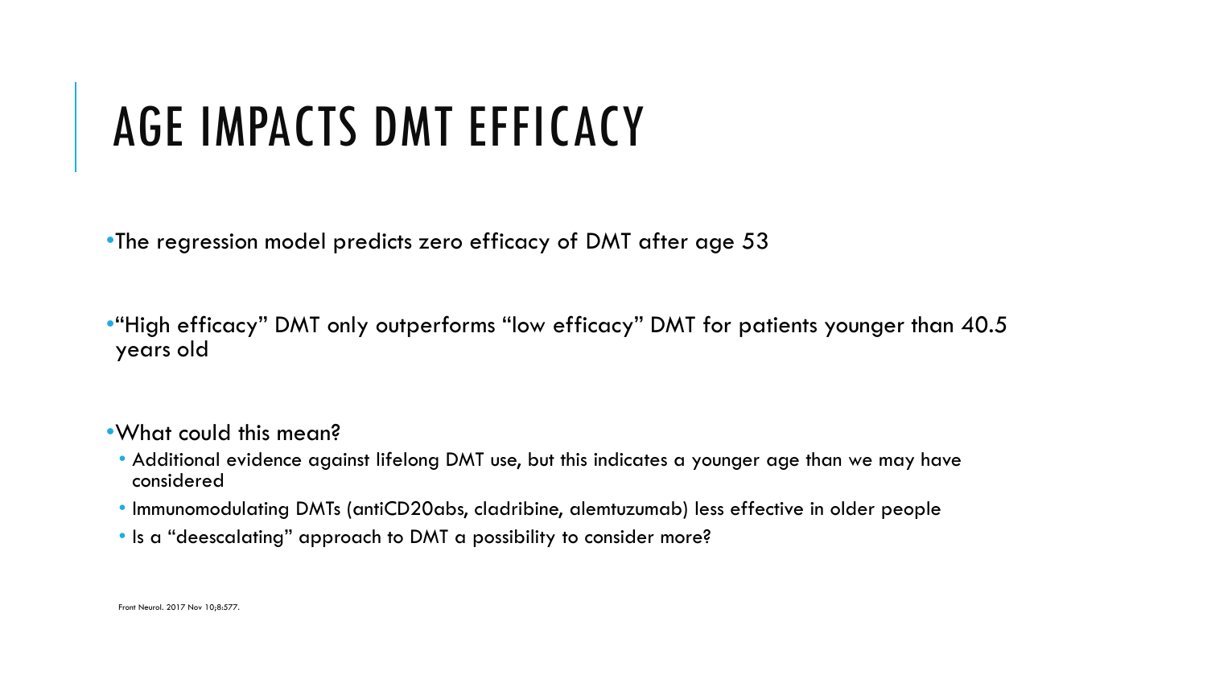# AGE IMPACTS DMT EFFICACY

- The regression model predicts zero efficacy of DMT after age 53

- "High efficacy" DMT only outperforms "low efficacy" DMT for patients younger than 40.5 years old

- What could this mean?
  - Additional evidence against lifelong DMT use, but this indicates a younger age than we may have considered
  - Immunomodulating DMTs (antiCD20abs, cladribine, alemtuzumab) less effective in older people
  - Is a "deescalating" approach to DMT a possibility to consider more?

Front Neurol. 2017 Nov 10;8:577.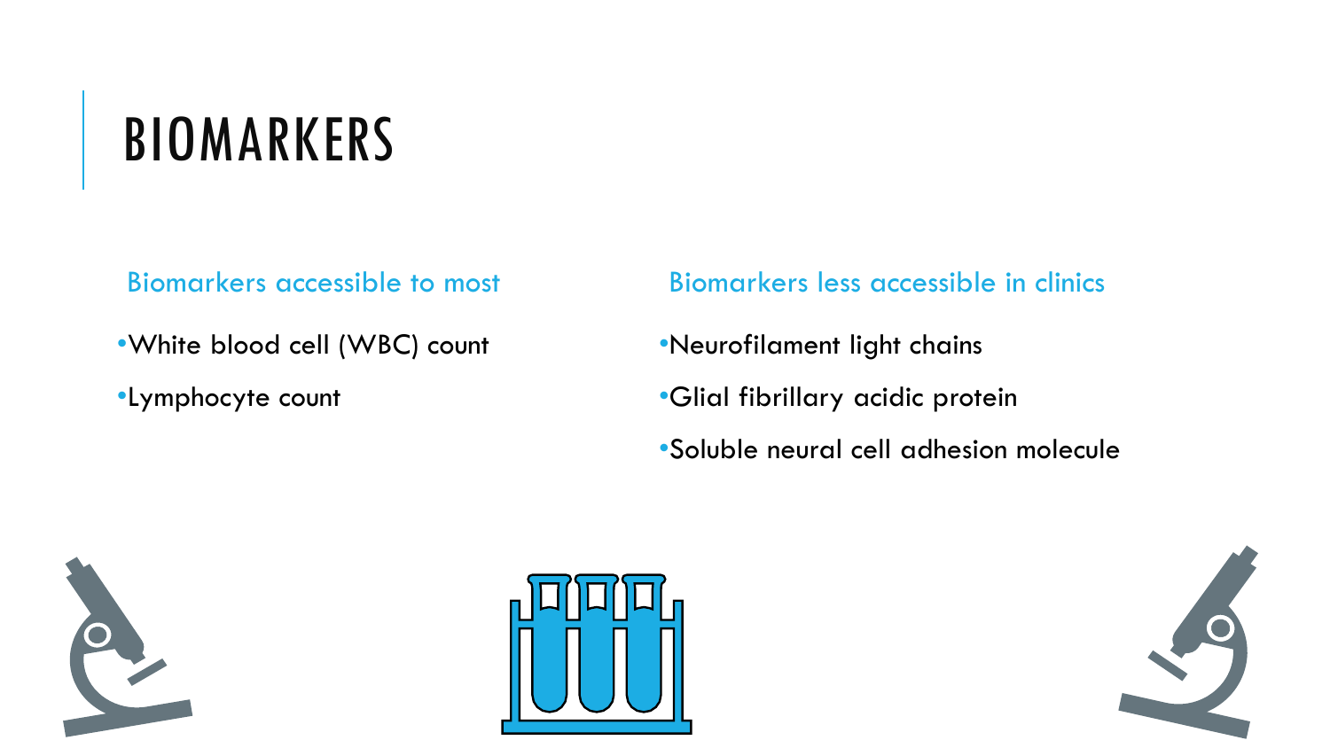# BIOMARKERS

### Biomarkers accessible to most

- White blood cell (WBC) count
- Lymphocyte count

### Biomarkers less accessible in clinics

- Neurofilament light chains
- Glial fibrillary acidic protein
- Soluble neural cell adhesion molecule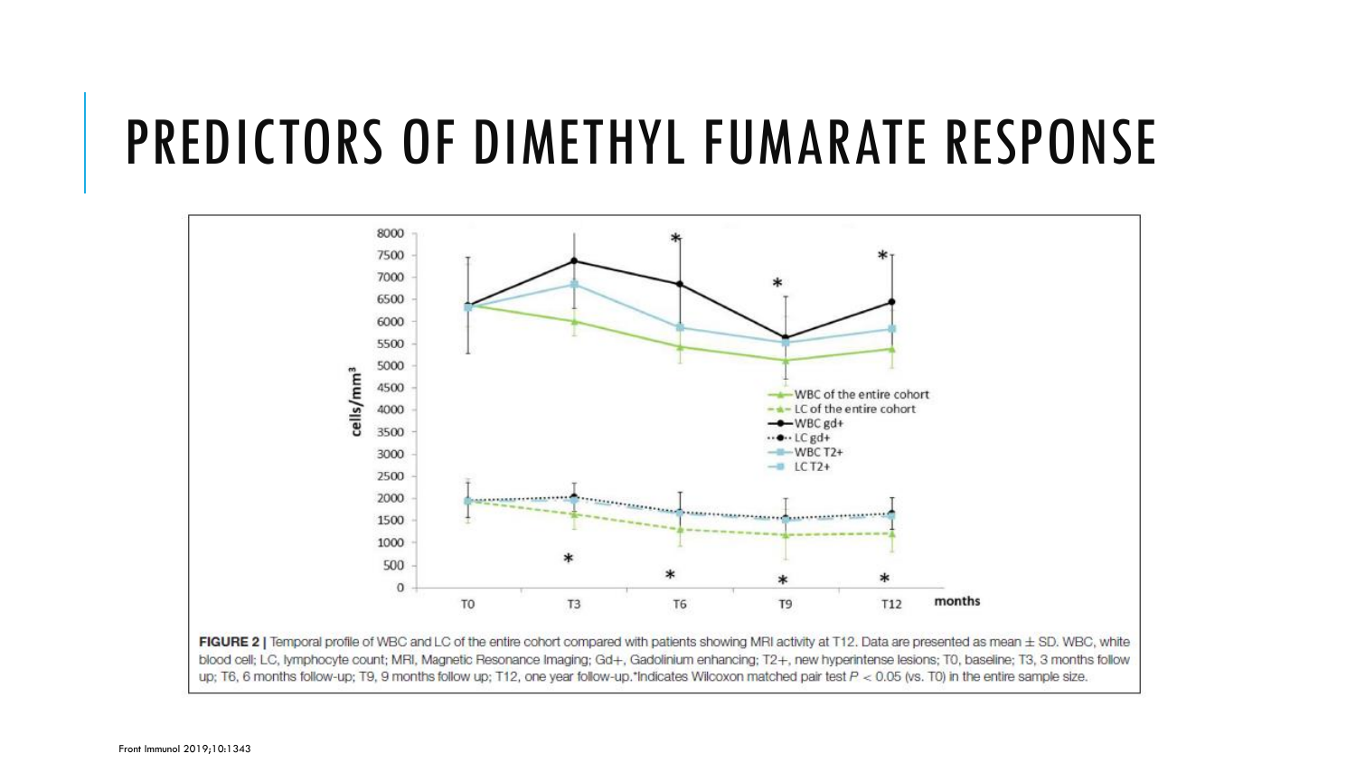# PREDICTORS OF DIMETHYL FUMARATE RESPONSE

8000
7500
7000
6500
6000
5500
5000
4500
4000
3500
3000
2500
2000
1500
1000
500
0

cells/mm³

T0 T3 T6 T9 T12 months

*

WBC of the entire cohort
LC of the entire cohort
WBC gd+
LC gd+
WBC T2+
LC T2+

FIGURE 2 | Temporal profile of WBC and LC of the entire cohort compared with patients showing MRI activity at T12. Data are presented as mean ± SD. WBC, white blood cell; LC, lymphocyte count; MRI, Magnetic Resonance Imaging; Gd+, Gadolinium enhancing; T2+, new hyperintense lesions; T0, baseline; T3, 3 months follow up; T6, 6 months follow-up; T9, 9 months follow up; T12, one year follow-up.*Indicates Wilcoxon matched pair test $P < 0.05$ (vs. T0) in the entire sample size.

Front Immunol 2019;10:1343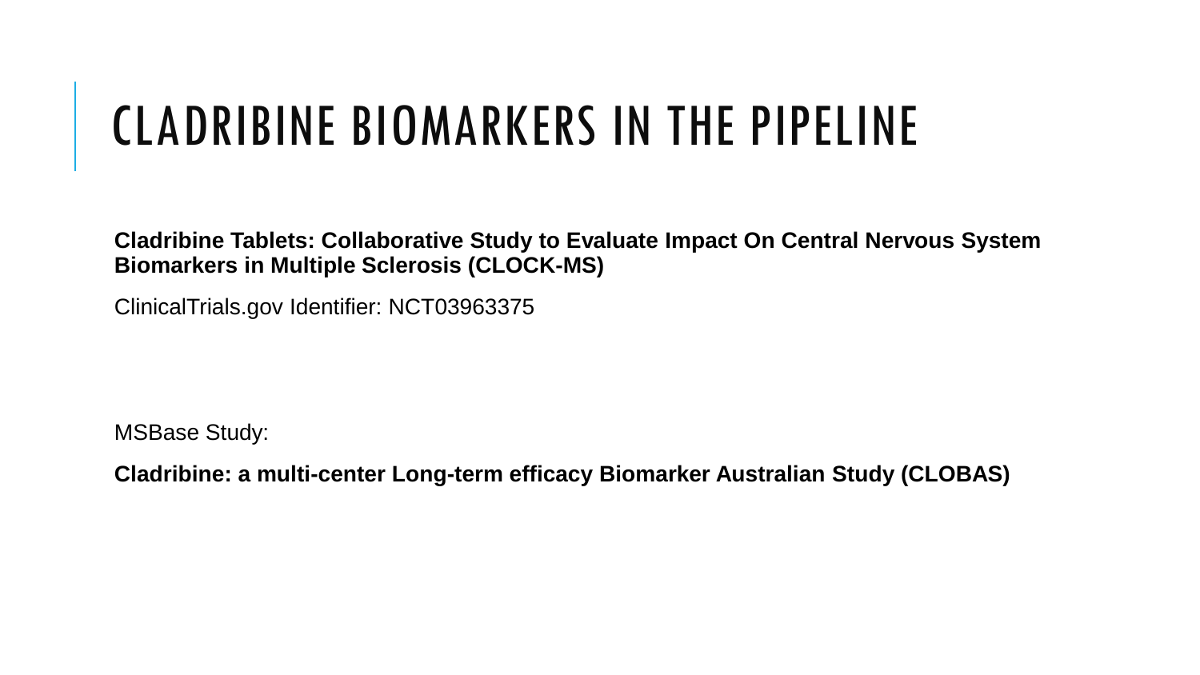# CLADRIBINE BIOMARKERS IN THE PIPELINE

**Cladribine Tablets: Collaborative Study to Evaluate Impact On Central Nervous System Biomarkers in Multiple Sclerosis (CLOCK-MS)**

ClinicalTrials.gov Identifier: NCT03963375

MSBase Study:

**Cladribine: a multi-center Long-term efficacy Biomarker Australian Study (CLOBAS)**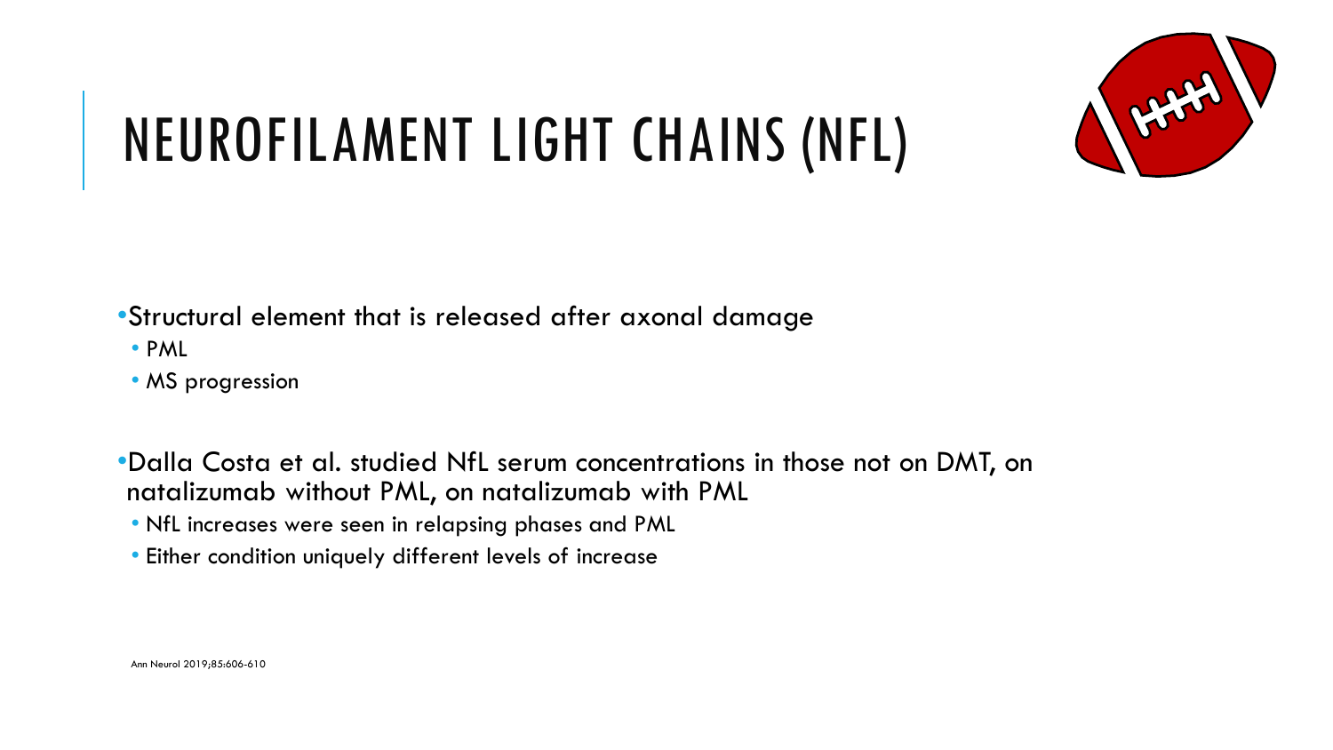# NEUROFILAMENT LIGHT CHAINS (NFL)

- Structural element that is released after axonal damage
  - PML
  - MS progression

- Dalla Costa et al. studied NfL serum concentrations in those not on DMT, on natalizumab without PML, on natalizumab with PML
  - NfL increases were seen in relapsing phases and PML
  - Either condition uniquely different levels of increase

Ann Neurol 2019;85:606-610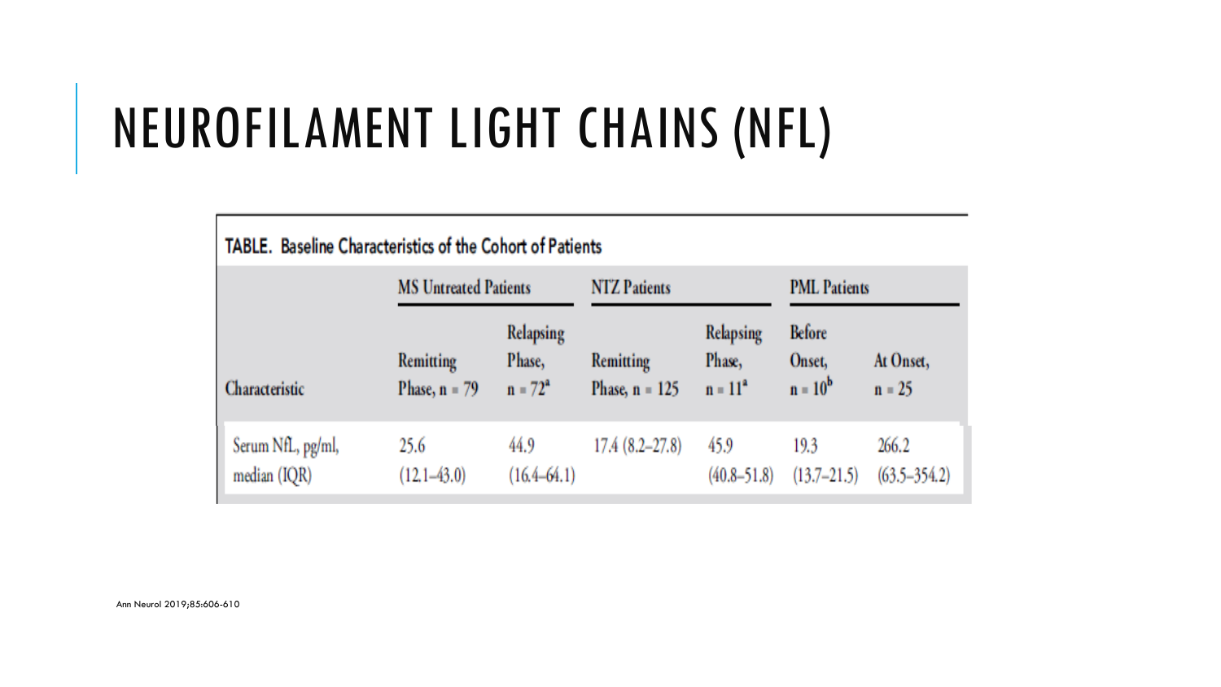# NEUROFILAMENT LIGHT CHAINS (NFL)

**TABLE. Baseline Characteristics of the Cohort of Patients**

| Characteristic | MS Untreated Patients | | NTZ Patients | | PML Patients | |
|---|---|---|---|---|---|---|
| | Remitting Phase, n = 79 | Relapsing Phase, n = 72[a] | Remitting Phase, n = 125 | Relapsing Phase, n = 11[a] | Before Onset, n = 10[b] | At Onset, n = 25 |
| Serum NfL, pg/ml, median (IQR) | 25.6 (12.1–43.0) | 44.9 (16.4–64.1) | 17.4 (8.2–27.8) | 45.9 (40.8–51.8) | 19.3 (13.7–21.5) | 266.2 (63.5–354.2) |

Ann Neurol 2019;85:606-610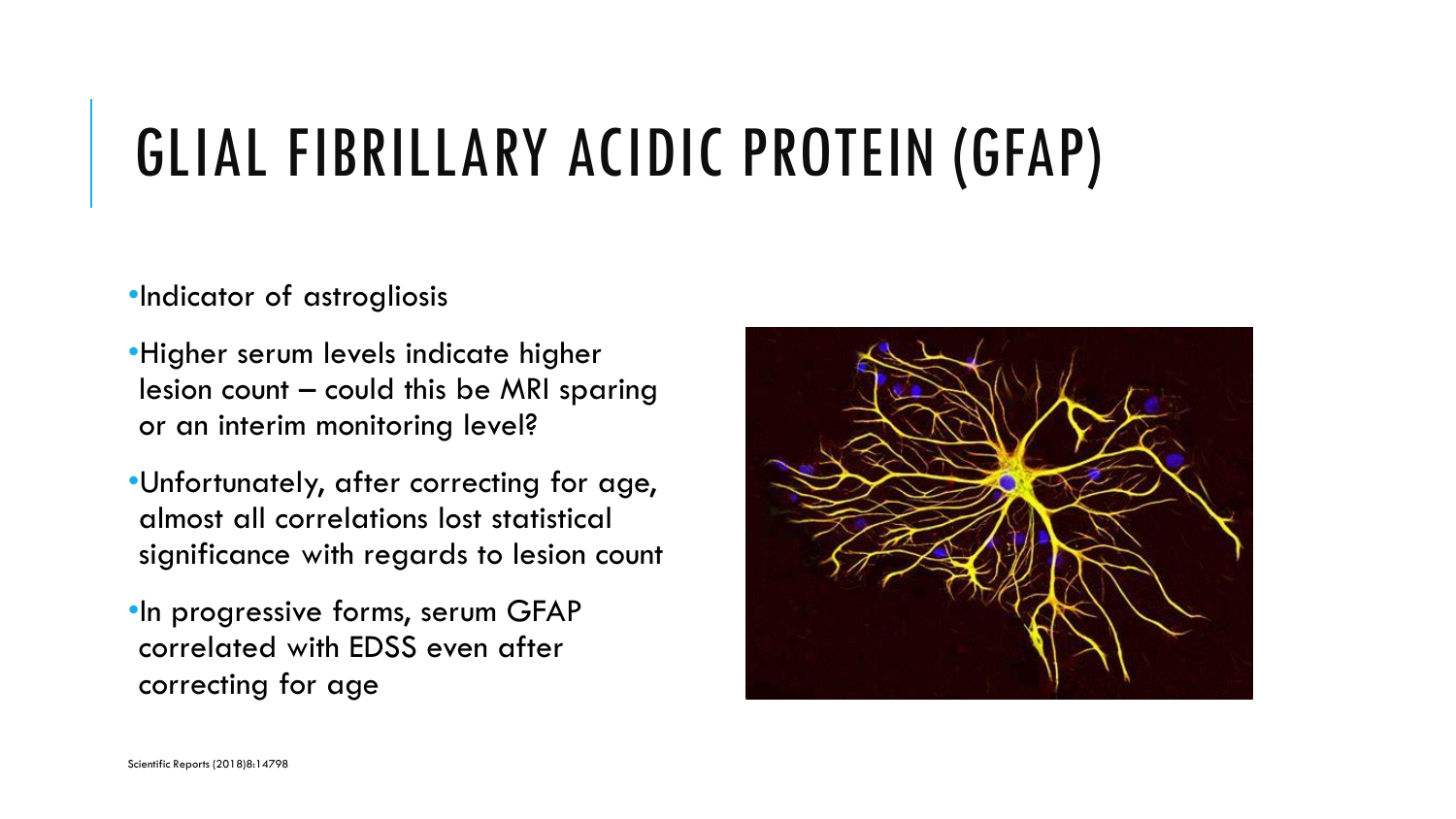# GLIAL FIBRILLARY ACIDIC PROTEIN (GFAP)

- Indicator of astrogliosis
- Higher serum levels indicate higher lesion count – could this be MRI sparing or an interim monitoring level?
- Unfortunately, after correcting for age, almost all correlations lost statistical significance with regards to lesion count
- In progressive forms, serum GFAP correlated with EDSS even after correcting for age

Scientific Reports (2018)8:14798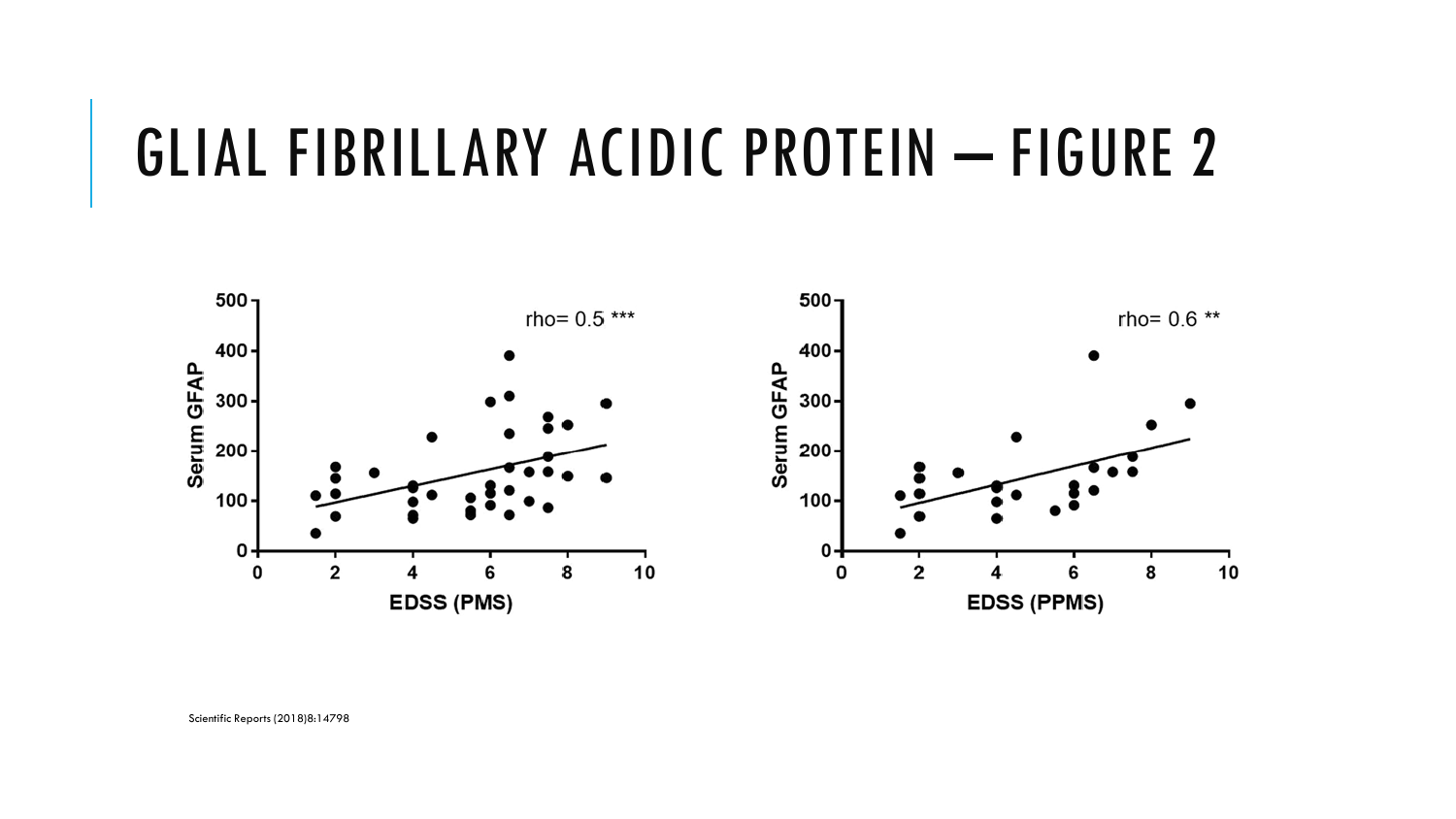# GLIAL FIBRILLARY ACIDIC PROTEIN – FIGURE 2

rho= 0.5 ***

Serum GFAP

500
400
300
200
100
0

0 2 4 6 8 10

EDSS (PMS)

rho= 0.6 **

Serum GFAP

500
400
300
200
100
0

0 2 4 6 8 10

EDSS (PPMS)

Scientific Reports (2018)8:14798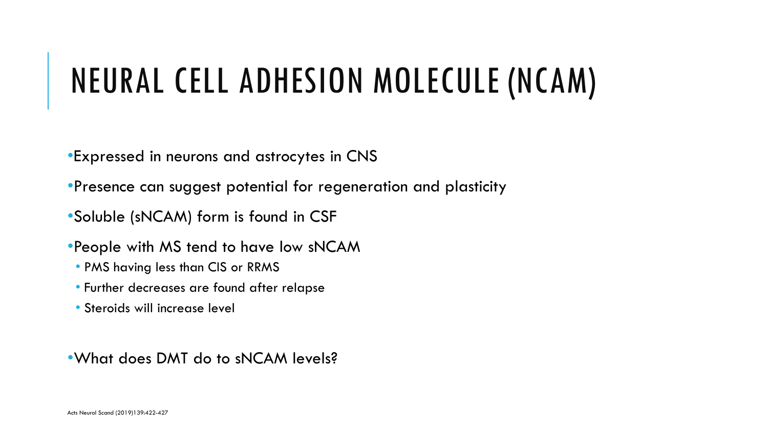# NEURAL CELL ADHESION MOLECULE (NCAM)

- Expressed in neurons and astrocytes in CNS
- Presence can suggest potential for regeneration and plasticity
- Soluble (sNCAM) form is found in CSF
- People with MS tend to have low sNCAM
  - PMS having less than CIS or RRMS
  - Further decreases are found after relapse
  - Steroids will increase level

- What does DMT do to sNCAM levels?

Acts Neurol Scand (2019)139:422-427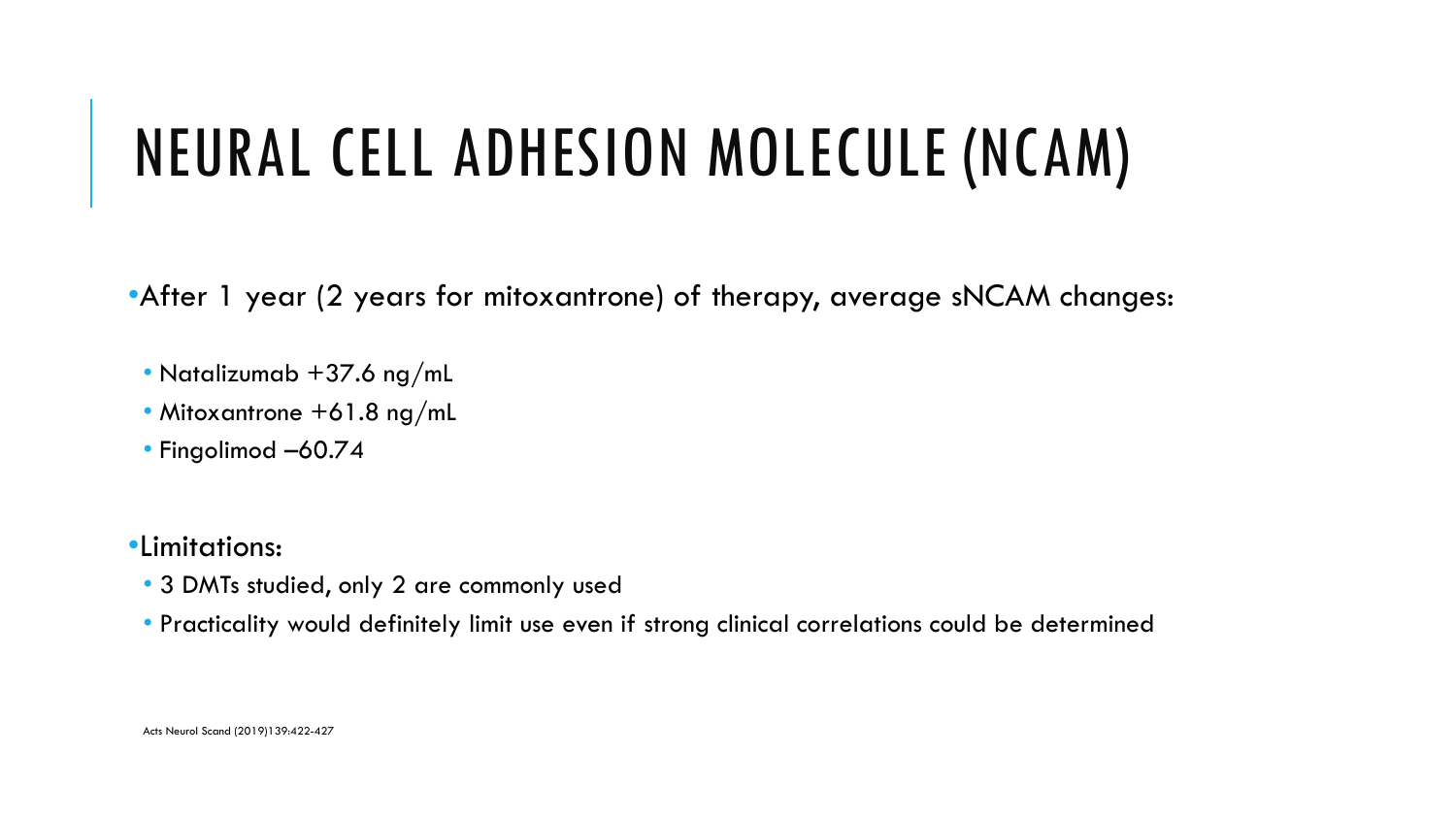# NEURAL CELL ADHESION MOLECULE (NCAM)

- After 1 year (2 years for mitoxantrone) of therapy, average sNCAM changes:
  - Natalizumab +37.6 ng/mL
  - Mitoxantrone +61.8 ng/mL
  - Fingolimod –60.74

- Limitations:
  - 3 DMTs studied, only 2 are commonly used
  - Practicality would definitely limit use even if strong clinical correlations could be determined

Acts Neurol Scand (2019)139:422-427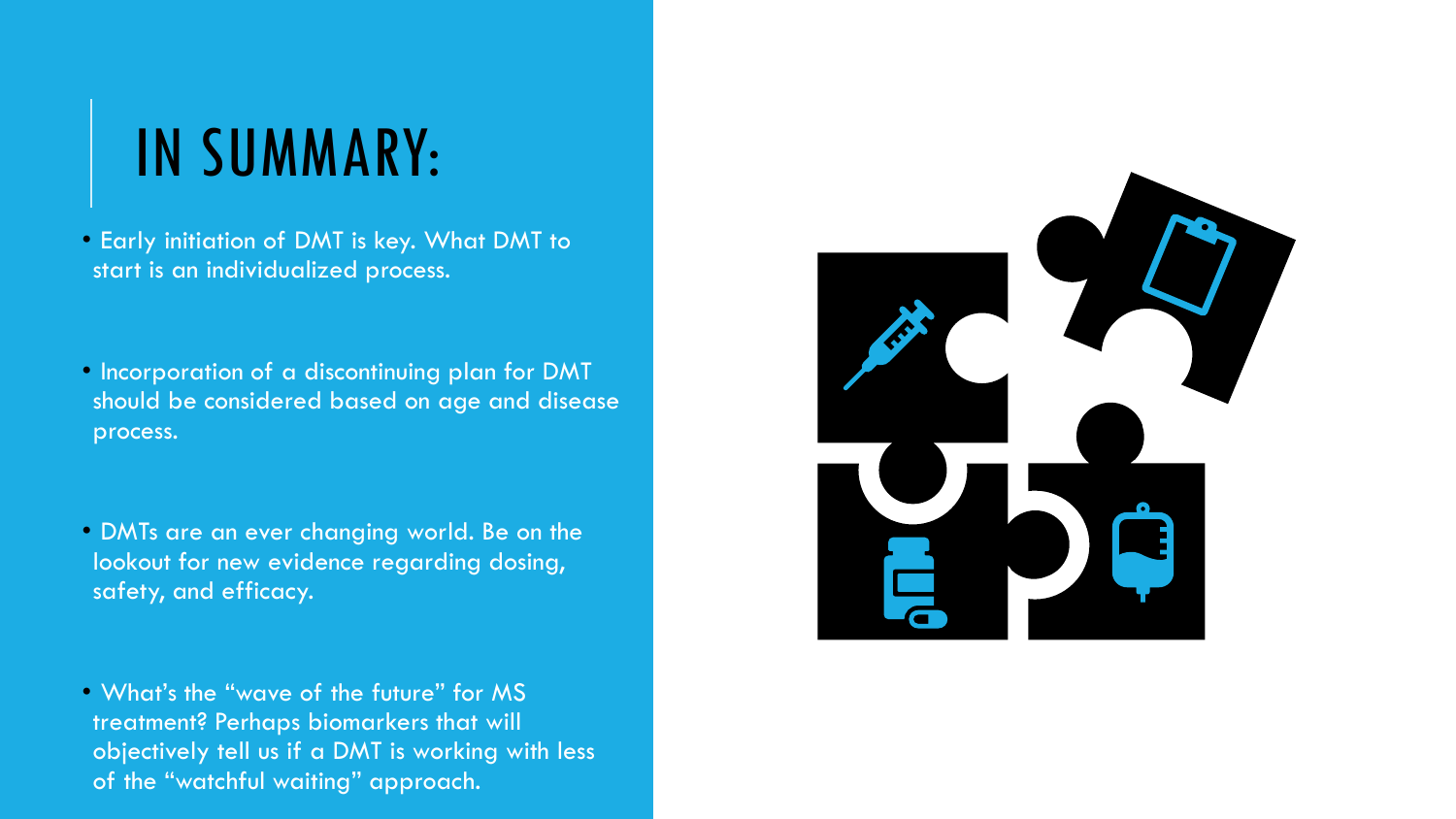# IN SUMMARY:

- Early initiation of DMT is key. What DMT to start is an individualized process.
- Incorporation of a discontinuing plan for DMT should be considered based on age and disease process.
- DMTs are an ever changing world. Be on the lookout for new evidence regarding dosing, safety, and efficacy.
- What's the "wave of the future" for MS treatment? Perhaps biomarkers that will objectively tell us if a DMT is working with less of the "watchful waiting" approach.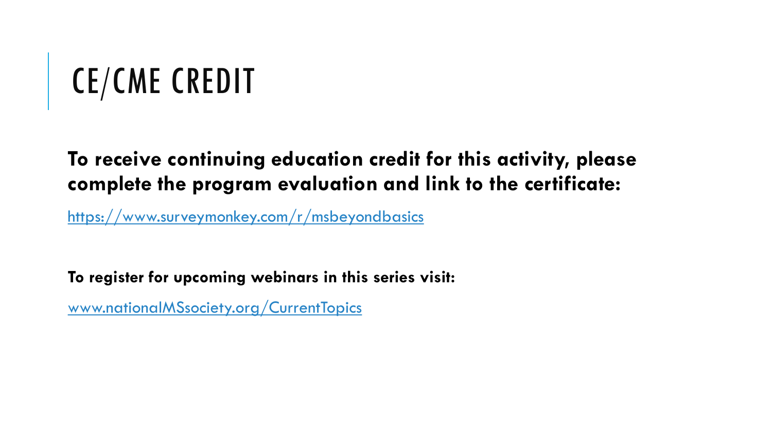# CE/CME CREDIT

**To receive continuing education credit for this activity, please complete the program evaluation and link to the certificate:**

https://www.surveymonkey.com/r/msbeyondbasics

**To register for upcoming webinars in this series visit:**

www.nationalMSsociety.org/CurrentTopics